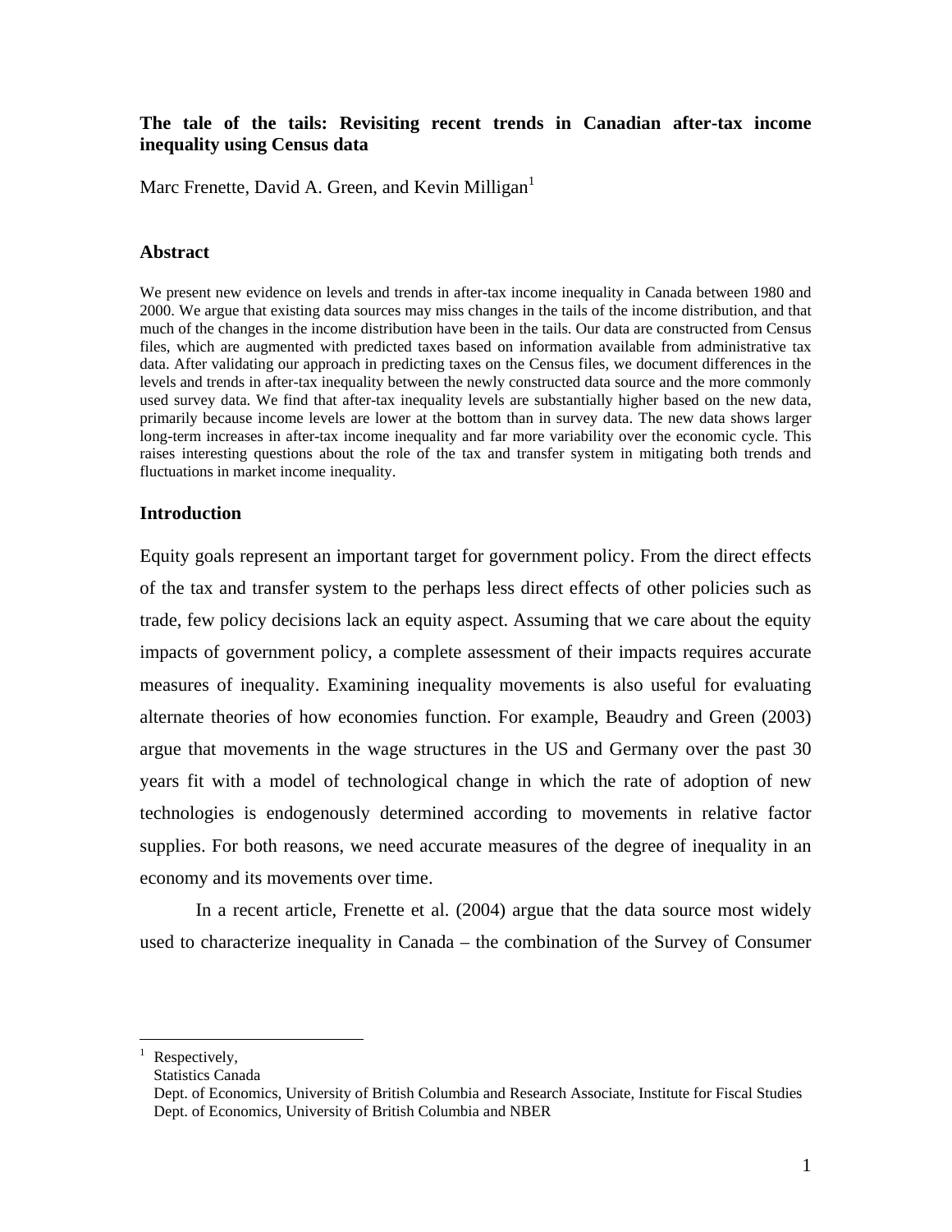# The tale of the tails: Revisiting recent trends in Canadian after-tax income inequality using Census data

Marc Frenette, David A. Green, and Kevin Milligan[1]

## Abstract

We present new evidence on levels and trends in after-tax income inequality in Canada between 1980 and 2000. We argue that existing data sources may miss changes in the tails of the income distribution, and that much of the changes in the income distribution have been in the tails. Our data are constructed from Census files, which are augmented with predicted taxes based on information available from administrative tax data. After validating our approach in predicting taxes on the Census files, we document differences in the levels and trends in after-tax inequality between the newly constructed data source and the more commonly used survey data. We find that after-tax inequality levels are substantially higher based on the new data, primarily because income levels are lower at the bottom than in survey data. The new data shows larger long-term increases in after-tax income inequality and far more variability over the economic cycle. This raises interesting questions about the role of the tax and transfer system in mitigating both trends and fluctuations in market income inequality.

## Introduction

Equity goals represent an important target for government policy. From the direct effects of the tax and transfer system to the perhaps less direct effects of other policies such as trade, few policy decisions lack an equity aspect. Assuming that we care about the equity impacts of government policy, a complete assessment of their impacts requires accurate measures of inequality. Examining inequality movements is also useful for evaluating alternate theories of how economies function. For example, Beaudry and Green (2003) argue that movements in the wage structures in the US and Germany over the past 30 years fit with a model of technological change in which the rate of adoption of new technologies is endogenously determined according to movements in relative factor supplies. For both reasons, we need accurate measures of the degree of inequality in an economy and its movements over time.

In a recent article, Frenette et al. (2004) argue that the data source most widely used to characterize inequality in Canada – the combination of the Survey of Consumer

---

[1] Respectively,
Statistics Canada
Dept. of Economics, University of British Columbia and Research Associate, Institute for Fiscal Studies
Dept. of Economics, University of British Columbia and NBER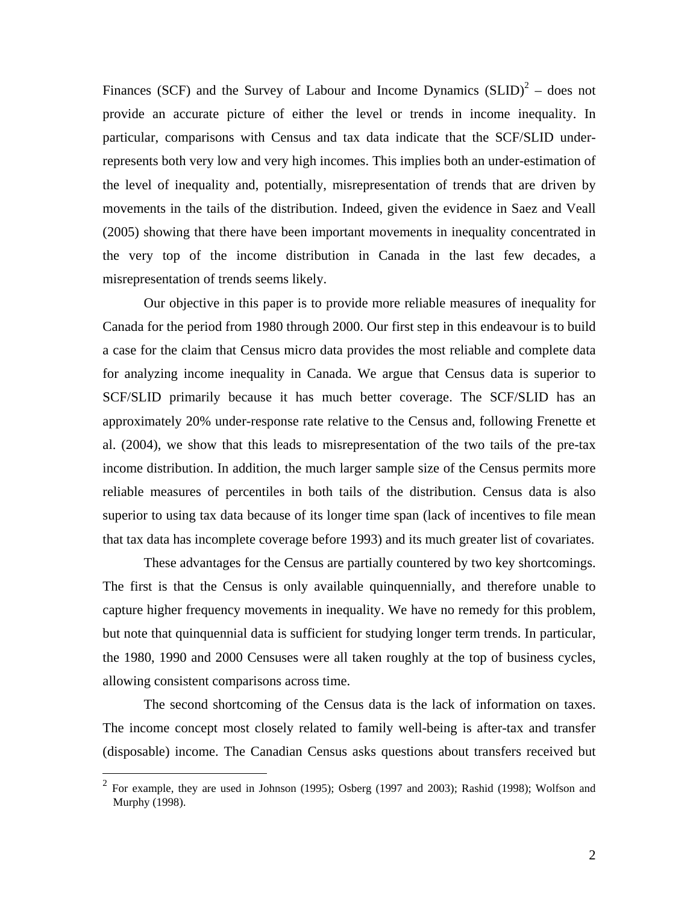Finances (SCF) and the Survey of Labour and Income Dynamics (SLID)[2] – does not provide an accurate picture of either the level or trends in income inequality. In particular, comparisons with Census and tax data indicate that the SCF/SLID under-represents both very low and very high incomes. This implies both an under-estimation of the level of inequality and, potentially, misrepresentation of trends that are driven by movements in the tails of the distribution. Indeed, given the evidence in Saez and Veall (2005) showing that there have been important movements in inequality concentrated in the very top of the income distribution in Canada in the last few decades, a misrepresentation of trends seems likely.

Our objective in this paper is to provide more reliable measures of inequality for Canada for the period from 1980 through 2000. Our first step in this endeavour is to build a case for the claim that Census micro data provides the most reliable and complete data for analyzing income inequality in Canada. We argue that Census data is superior to SCF/SLID primarily because it has much better coverage. The SCF/SLID has an approximately 20% under-response rate relative to the Census and, following Frenette et al. (2004), we show that this leads to misrepresentation of the two tails of the pre-tax income distribution. In addition, the much larger sample size of the Census permits more reliable measures of percentiles in both tails of the distribution. Census data is also superior to using tax data because of its longer time span (lack of incentives to file mean that tax data has incomplete coverage before 1993) and its much greater list of covariates.

These advantages for the Census are partially countered by two key shortcomings. The first is that the Census is only available quinquennially, and therefore unable to capture higher frequency movements in inequality. We have no remedy for this problem, but note that quinquennial data is sufficient for studying longer term trends. In particular, the 1980, 1990 and 2000 Censuses were all taken roughly at the top of business cycles, allowing consistent comparisons across time.

The second shortcoming of the Census data is the lack of information on taxes. The income concept most closely related to family well-being is after-tax and transfer (disposable) income. The Canadian Census asks questions about transfers received but

[2] For example, they are used in Johnson (1995); Osberg (1997 and 2003); Rashid (1998); Wolfson and Murphy (1998).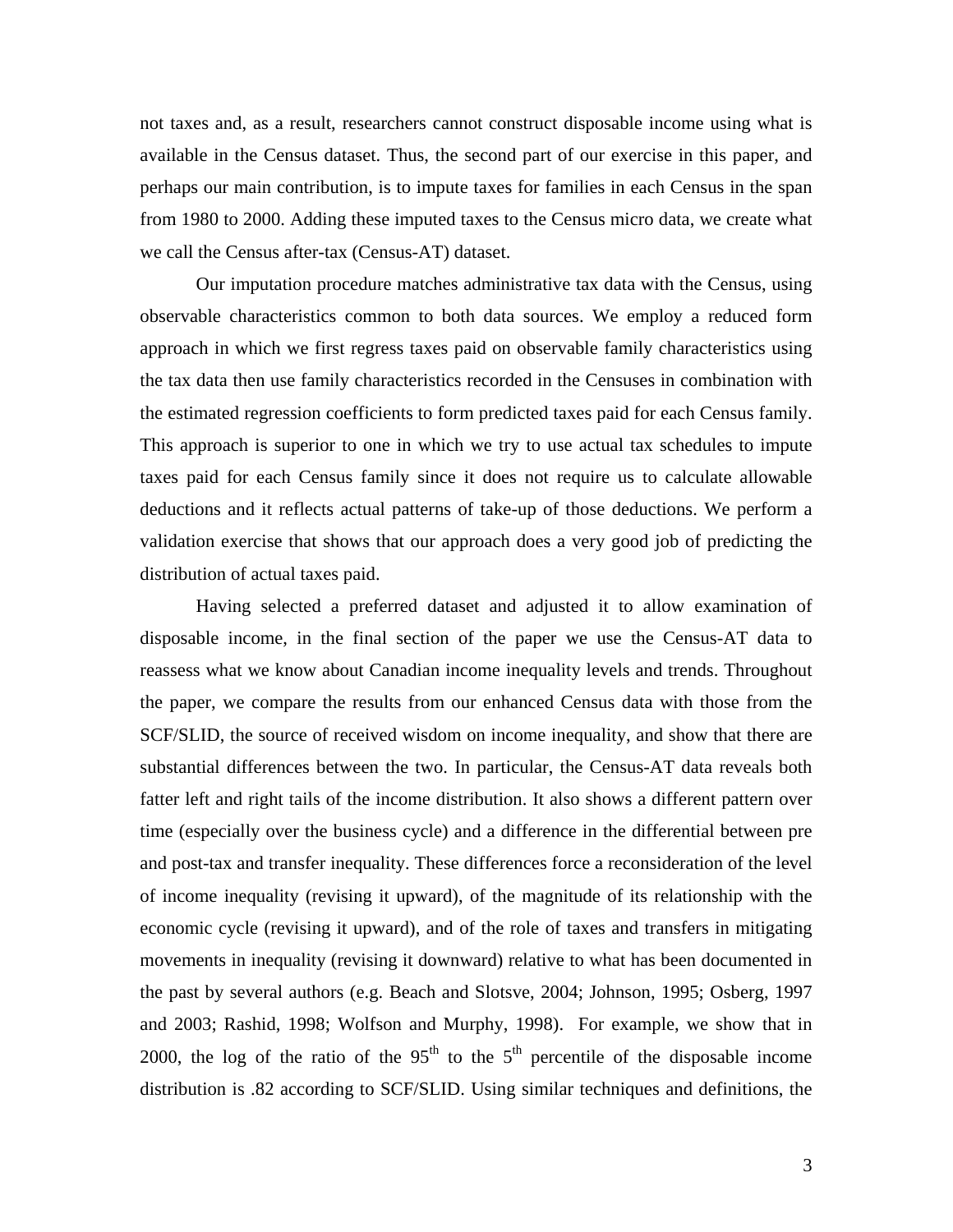not taxes and, as a result, researchers cannot construct disposable income using what is available in the Census dataset. Thus, the second part of our exercise in this paper, and perhaps our main contribution, is to impute taxes for families in each Census in the span from 1980 to 2000. Adding these imputed taxes to the Census micro data, we create what we call the Census after-tax (Census-AT) dataset.

Our imputation procedure matches administrative tax data with the Census, using observable characteristics common to both data sources. We employ a reduced form approach in which we first regress taxes paid on observable family characteristics using the tax data then use family characteristics recorded in the Censuses in combination with the estimated regression coefficients to form predicted taxes paid for each Census family. This approach is superior to one in which we try to use actual tax schedules to impute taxes paid for each Census family since it does not require us to calculate allowable deductions and it reflects actual patterns of take-up of those deductions. We perform a validation exercise that shows that our approach does a very good job of predicting the distribution of actual taxes paid.

Having selected a preferred dataset and adjusted it to allow examination of disposable income, in the final section of the paper we use the Census-AT data to reassess what we know about Canadian income inequality levels and trends. Throughout the paper, we compare the results from our enhanced Census data with those from the SCF/SLID, the source of received wisdom on income inequality, and show that there are substantial differences between the two. In particular, the Census-AT data reveals both fatter left and right tails of the income distribution. It also shows a different pattern over time (especially over the business cycle) and a difference in the differential between pre and post-tax and transfer inequality. These differences force a reconsideration of the level of income inequality (revising it upward), of the magnitude of its relationship with the economic cycle (revising it upward), and of the role of taxes and transfers in mitigating movements in inequality (revising it downward) relative to what has been documented in the past by several authors (e.g. Beach and Slotsve, 2004; Johnson, 1995; Osberg, 1997 and 2003; Rashid, 1998; Wolfson and Murphy, 1998). For example, we show that in 2000, the log of the ratio of the $95^{th}$ to the $5^{th}$ percentile of the disposable income distribution is .82 according to SCF/SLID. Using similar techniques and definitions, the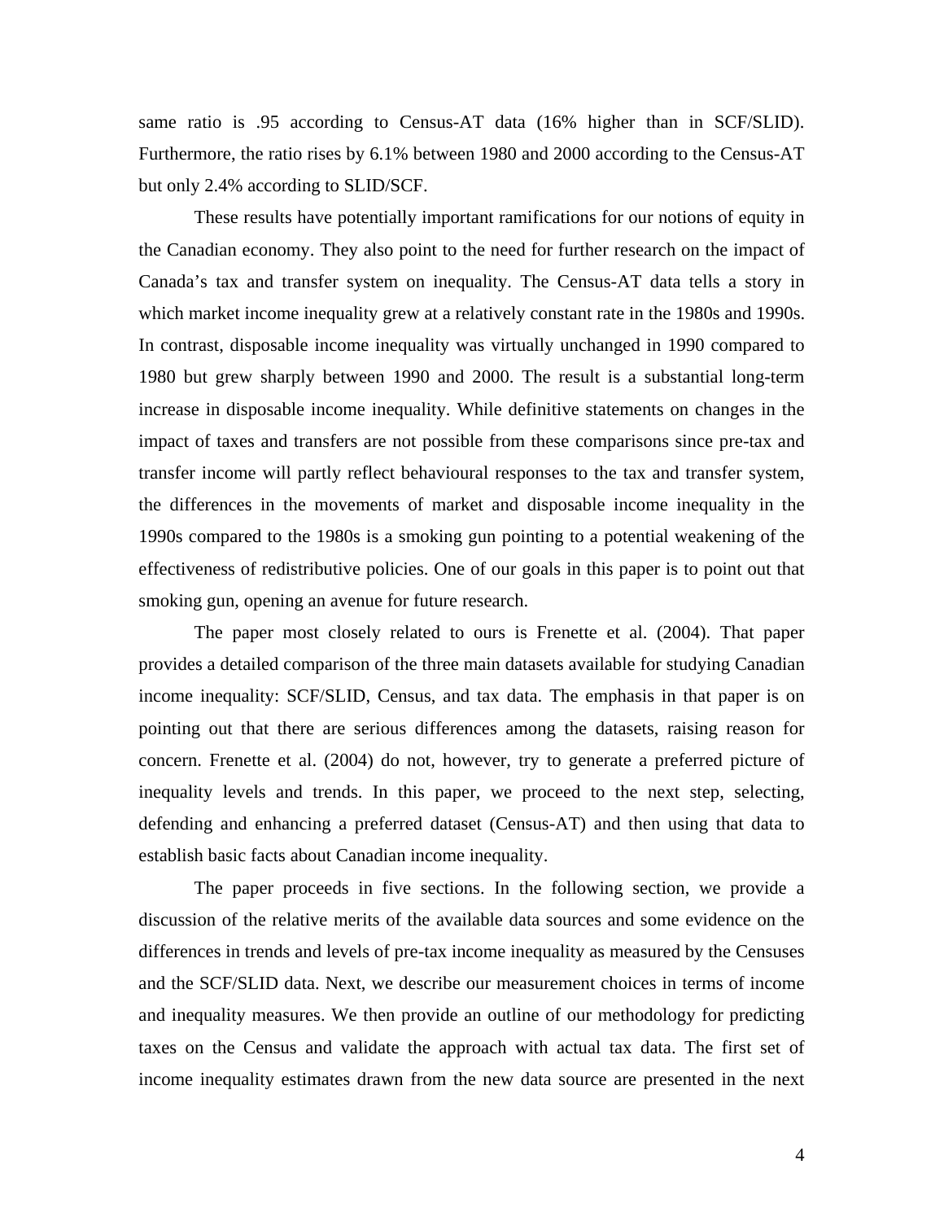same ratio is .95 according to Census-AT data (16% higher than in SCF/SLID). Furthermore, the ratio rises by 6.1% between 1980 and 2000 according to the Census-AT but only 2.4% according to SLID/SCF.

These results have potentially important ramifications for our notions of equity in the Canadian economy. They also point to the need for further research on the impact of Canada's tax and transfer system on inequality. The Census-AT data tells a story in which market income inequality grew at a relatively constant rate in the 1980s and 1990s. In contrast, disposable income inequality was virtually unchanged in 1990 compared to 1980 but grew sharply between 1990 and 2000. The result is a substantial long-term increase in disposable income inequality. While definitive statements on changes in the impact of taxes and transfers are not possible from these comparisons since pre-tax and transfer income will partly reflect behavioural responses to the tax and transfer system, the differences in the movements of market and disposable income inequality in the 1990s compared to the 1980s is a smoking gun pointing to a potential weakening of the effectiveness of redistributive policies. One of our goals in this paper is to point out that smoking gun, opening an avenue for future research.

The paper most closely related to ours is Frenette et al. (2004). That paper provides a detailed comparison of the three main datasets available for studying Canadian income inequality: SCF/SLID, Census, and tax data. The emphasis in that paper is on pointing out that there are serious differences among the datasets, raising reason for concern. Frenette et al. (2004) do not, however, try to generate a preferred picture of inequality levels and trends. In this paper, we proceed to the next step, selecting, defending and enhancing a preferred dataset (Census-AT) and then using that data to establish basic facts about Canadian income inequality.

The paper proceeds in five sections. In the following section, we provide a discussion of the relative merits of the available data sources and some evidence on the differences in trends and levels of pre-tax income inequality as measured by the Censuses and the SCF/SLID data. Next, we describe our measurement choices in terms of income and inequality measures. We then provide an outline of our methodology for predicting taxes on the Census and validate the approach with actual tax data. The first set of income inequality estimates drawn from the new data source are presented in the next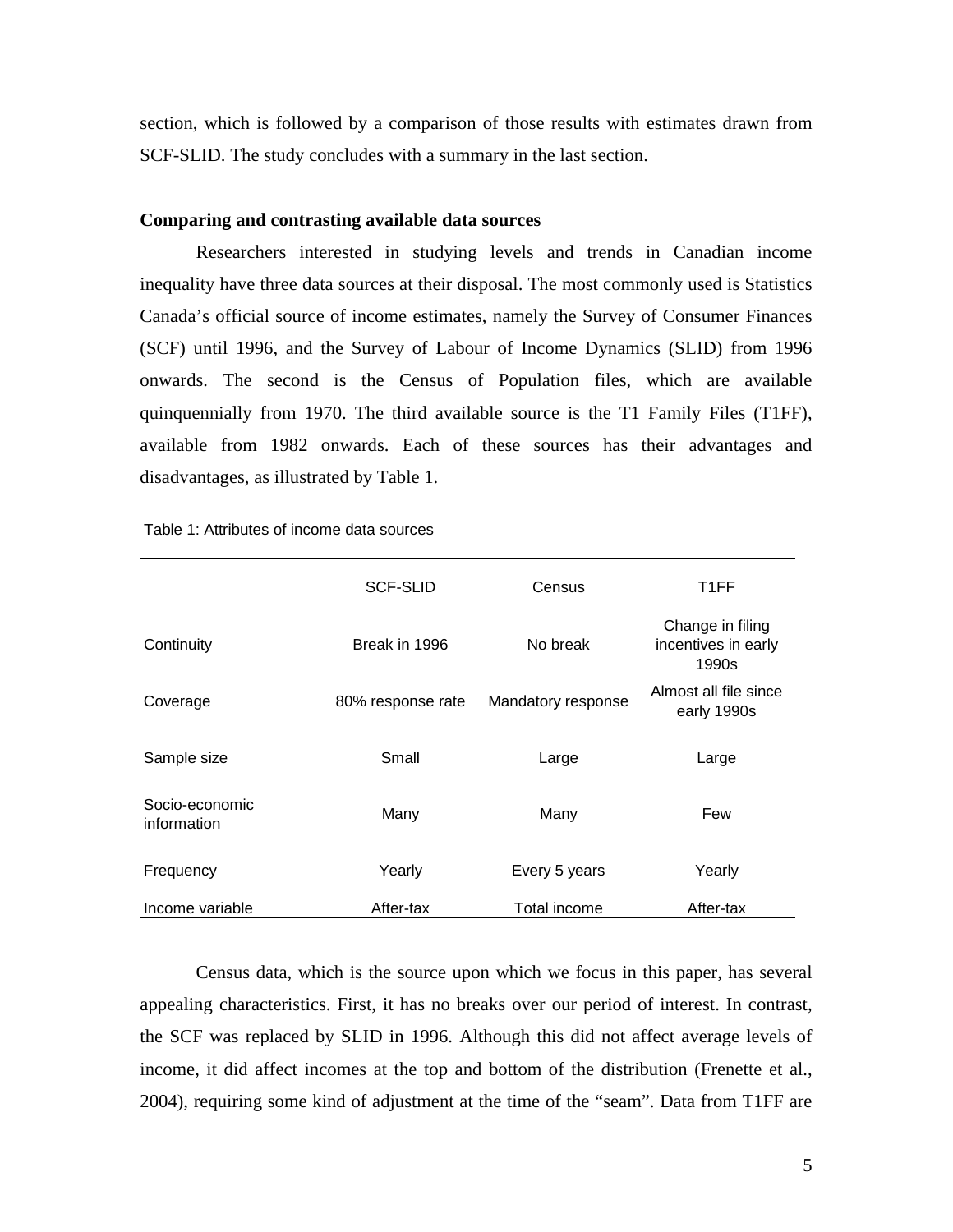section, which is followed by a comparison of those results with estimates drawn from SCF-SLID. The study concludes with a summary in the last section.

**Comparing and contrasting available data sources**

Researchers interested in studying levels and trends in Canadian income inequality have three data sources at their disposal. The most commonly used is Statistics Canada's official source of income estimates, namely the Survey of Consumer Finances (SCF) until 1996, and the Survey of Labour of Income Dynamics (SLID) from 1996 onwards. The second is the Census of Population files, which are available quinquennially from 1970. The third available source is the T1 Family Files (T1FF), available from 1982 onwards. Each of these sources has their advantages and disadvantages, as illustrated by Table 1.

Table 1: Attributes of income data sources

| | SCF-SLID | Census | T1FF |
|---|---|---|---|
| Continuity | Break in 1996 | No break | Change in filing incentives in early 1990s |
| Coverage | 80% response rate | Mandatory response | Almost all file since early 1990s |
| Sample size | Small | Large | Large |
| Socio-economic information | Many | Many | Few |
| Frequency | Yearly | Every 5 years | Yearly |
| Income variable | After-tax | Total income | After-tax |

Census data, which is the source upon which we focus in this paper, has several appealing characteristics. First, it has no breaks over our period of interest. In contrast, the SCF was replaced by SLID in 1996. Although this did not affect average levels of income, it did affect incomes at the top and bottom of the distribution (Frenette et al., 2004), requiring some kind of adjustment at the time of the "seam". Data from T1FF are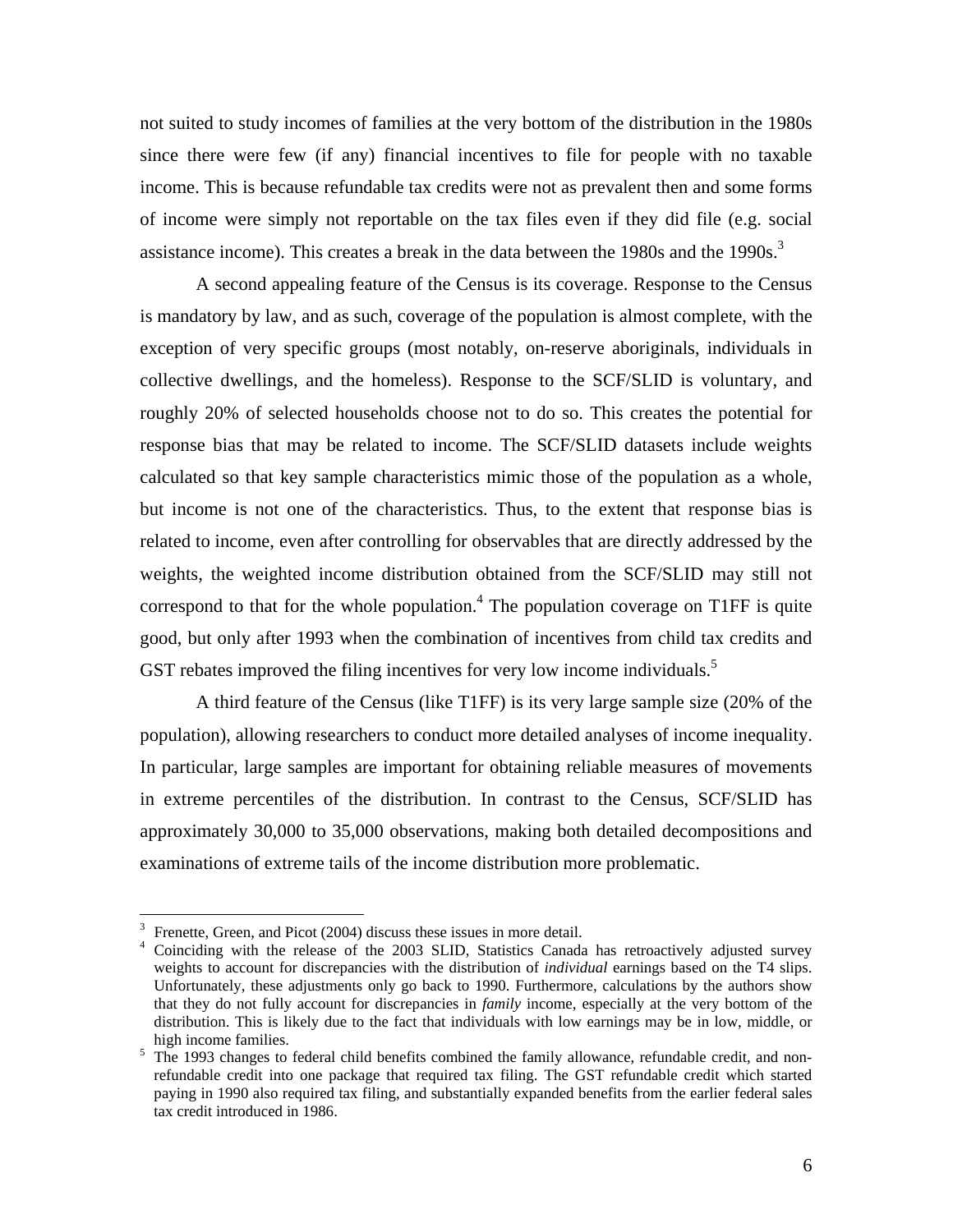not suited to study incomes of families at the very bottom of the distribution in the 1980s since there were few (if any) financial incentives to file for people with no taxable income. This is because refundable tax credits were not as prevalent then and some forms of income were simply not reportable on the tax files even if they did file (e.g. social assistance income). This creates a break in the data between the 1980s and the 1990s.[3]

A second appealing feature of the Census is its coverage. Response to the Census is mandatory by law, and as such, coverage of the population is almost complete, with the exception of very specific groups (most notably, on-reserve aboriginals, individuals in collective dwellings, and the homeless). Response to the SCF/SLID is voluntary, and roughly 20% of selected households choose not to do so. This creates the potential for response bias that may be related to income. The SCF/SLID datasets include weights calculated so that key sample characteristics mimic those of the population as a whole, but income is not one of the characteristics. Thus, to the extent that response bias is related to income, even after controlling for observables that are directly addressed by the weights, the weighted income distribution obtained from the SCF/SLID may still not correspond to that for the whole population.[4] The population coverage on T1FF is quite good, but only after 1993 when the combination of incentives from child tax credits and GST rebates improved the filing incentives for very low income individuals.[5]

A third feature of the Census (like T1FF) is its very large sample size (20% of the population), allowing researchers to conduct more detailed analyses of income inequality. In particular, large samples are important for obtaining reliable measures of movements in extreme percentiles of the distribution. In contrast to the Census, SCF/SLID has approximately 30,000 to 35,000 observations, making both detailed decompositions and examinations of extreme tails of the income distribution more problematic.

---

[3] Frenette, Green, and Picot (2004) discuss these issues in more detail.

[4] Coinciding with the release of the 2003 SLID, Statistics Canada has retroactively adjusted survey weights to account for discrepancies with the distribution of *individual* earnings based on the T4 slips. Unfortunately, these adjustments only go back to 1990. Furthermore, calculations by the authors show that they do not fully account for discrepancies in *family* income, especially at the very bottom of the distribution. This is likely due to the fact that individuals with low earnings may be in low, middle, or high income families.

[5] The 1993 changes to federal child benefits combined the family allowance, refundable credit, and non-refundable credit into one package that required tax filing. The GST refundable credit which started paying in 1990 also required tax filing, and substantially expanded benefits from the earlier federal sales tax credit introduced in 1986.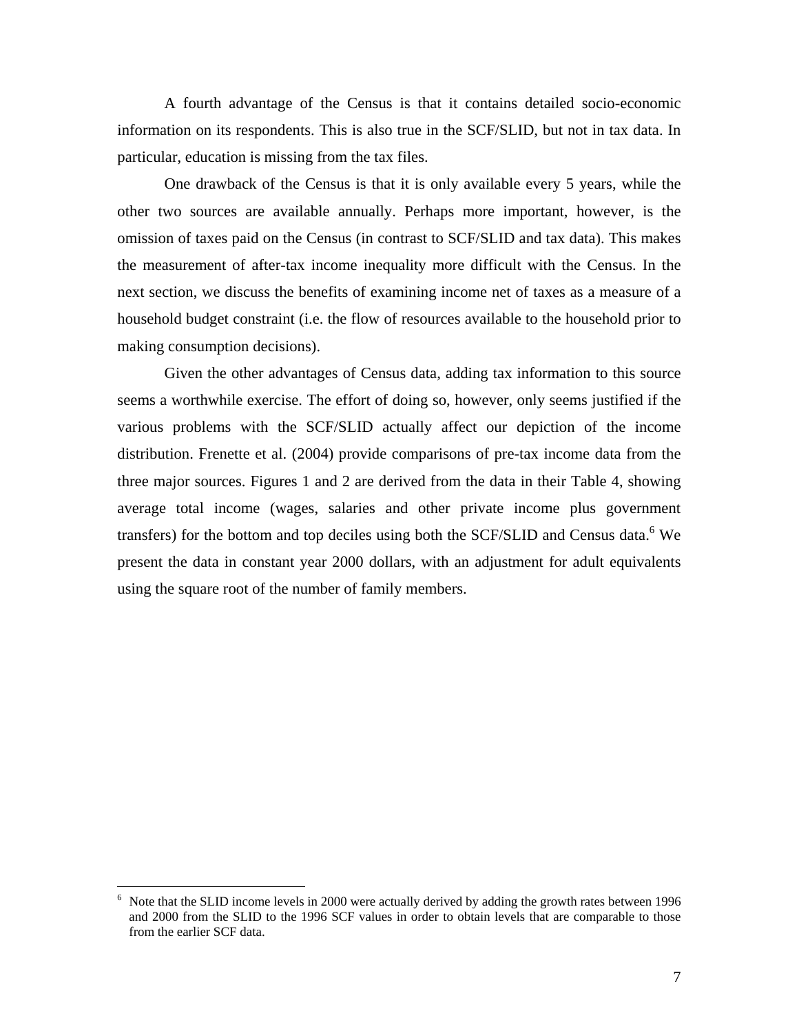A fourth advantage of the Census is that it contains detailed socio-economic information on its respondents. This is also true in the SCF/SLID, but not in tax data. In particular, education is missing from the tax files.

One drawback of the Census is that it is only available every 5 years, while the other two sources are available annually. Perhaps more important, however, is the omission of taxes paid on the Census (in contrast to SCF/SLID and tax data). This makes the measurement of after-tax income inequality more difficult with the Census. In the next section, we discuss the benefits of examining income net of taxes as a measure of a household budget constraint (i.e. the flow of resources available to the household prior to making consumption decisions).

Given the other advantages of Census data, adding tax information to this source seems a worthwhile exercise. The effort of doing so, however, only seems justified if the various problems with the SCF/SLID actually affect our depiction of the income distribution. Frenette et al. (2004) provide comparisons of pre-tax income data from the three major sources. Figures 1 and 2 are derived from the data in their Table 4, showing average total income (wages, salaries and other private income plus government transfers) for the bottom and top deciles using both the SCF/SLID and Census data.[6] We present the data in constant year 2000 dollars, with an adjustment for adult equivalents using the square root of the number of family members.

---

[6] Note that the SLID income levels in 2000 were actually derived by adding the growth rates between 1996 and 2000 from the SLID to the 1996 SCF values in order to obtain levels that are comparable to those from the earlier SCF data.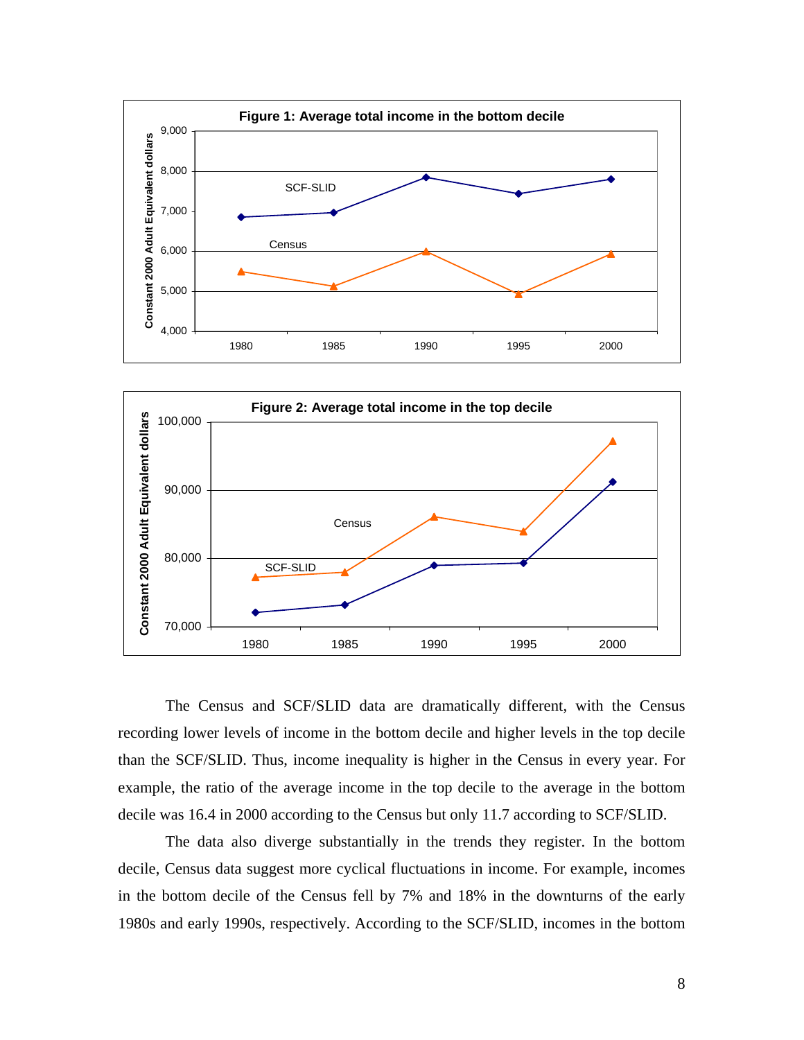**Figure 1: Average total income in the bottom decile**

**Figure 2: Average total income in the top decile**

The Census and SCF/SLID data are dramatically different, with the Census recording lower levels of income in the bottom decile and higher levels in the top decile than the SCF/SLID. Thus, income inequality is higher in the Census in every year. For example, the ratio of the average income in the top decile to the average in the bottom decile was 16.4 in 2000 according to the Census but only 11.7 according to SCF/SLID.

The data also diverge substantially in the trends they register. In the bottom decile, Census data suggest more cyclical fluctuations in income. For example, incomes in the bottom decile of the Census fell by 7% and 18% in the downturns of the early 1980s and early 1990s, respectively. According to the SCF/SLID, incomes in the bottom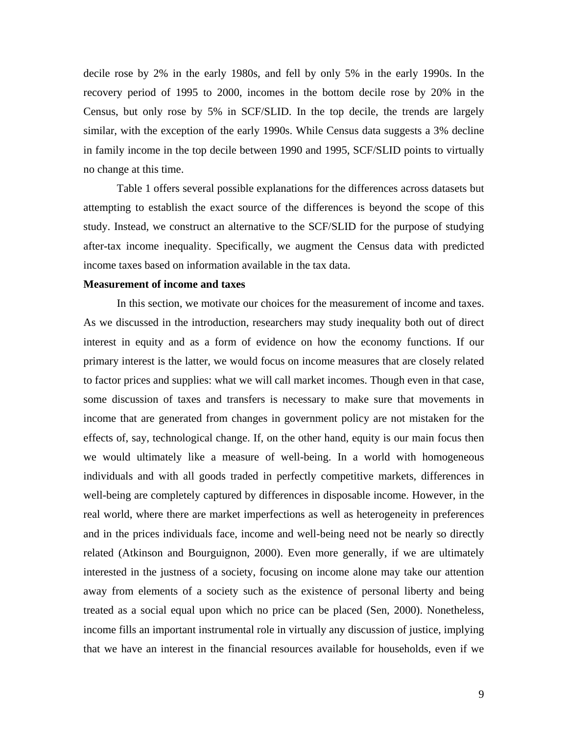decile rose by 2% in the early 1980s, and fell by only 5% in the early 1990s. In the recovery period of 1995 to 2000, incomes in the bottom decile rose by 20% in the Census, but only rose by 5% in SCF/SLID. In the top decile, the trends are largely similar, with the exception of the early 1990s. While Census data suggests a 3% decline in family income in the top decile between 1990 and 1995, SCF/SLID points to virtually no change at this time.

Table 1 offers several possible explanations for the differences across datasets but attempting to establish the exact source of the differences is beyond the scope of this study. Instead, we construct an alternative to the SCF/SLID for the purpose of studying after-tax income inequality. Specifically, we augment the Census data with predicted income taxes based on information available in the tax data.

**Measurement of income and taxes**

In this section, we motivate our choices for the measurement of income and taxes. As we discussed in the introduction, researchers may study inequality both out of direct interest in equity and as a form of evidence on how the economy functions. If our primary interest is the latter, we would focus on income measures that are closely related to factor prices and supplies: what we will call market incomes. Though even in that case, some discussion of taxes and transfers is necessary to make sure that movements in income that are generated from changes in government policy are not mistaken for the effects of, say, technological change. If, on the other hand, equity is our main focus then we would ultimately like a measure of well-being. In a world with homogeneous individuals and with all goods traded in perfectly competitive markets, differences in well-being are completely captured by differences in disposable income. However, in the real world, where there are market imperfections as well as heterogeneity in preferences and in the prices individuals face, income and well-being need not be nearly so directly related (Atkinson and Bourguignon, 2000). Even more generally, if we are ultimately interested in the justness of a society, focusing on income alone may take our attention away from elements of a society such as the existence of personal liberty and being treated as a social equal upon which no price can be placed (Sen, 2000). Nonetheless, income fills an important instrumental role in virtually any discussion of justice, implying that we have an interest in the financial resources available for households, even if we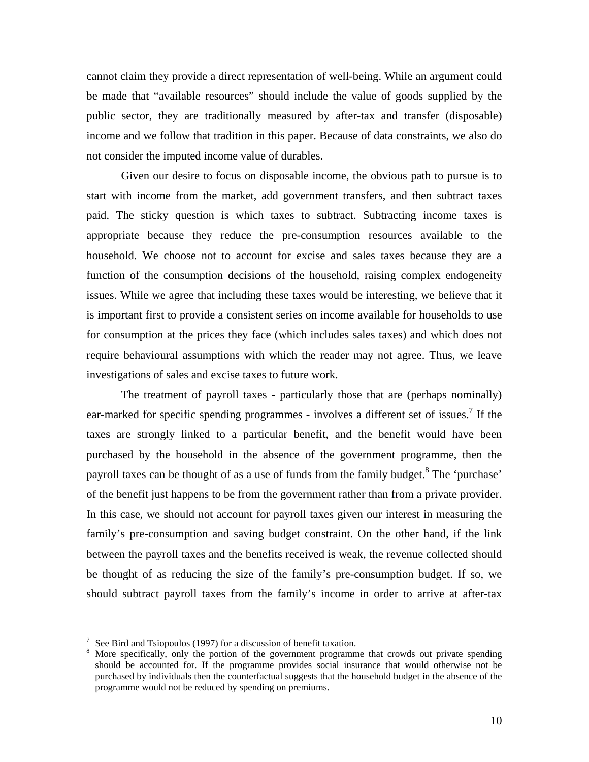cannot claim they provide a direct representation of well-being. While an argument could be made that "available resources" should include the value of goods supplied by the public sector, they are traditionally measured by after-tax and transfer (disposable) income and we follow that tradition in this paper. Because of data constraints, we also do not consider the imputed income value of durables.

Given our desire to focus on disposable income, the obvious path to pursue is to start with income from the market, add government transfers, and then subtract taxes paid. The sticky question is which taxes to subtract. Subtracting income taxes is appropriate because they reduce the pre-consumption resources available to the household. We choose not to account for excise and sales taxes because they are a function of the consumption decisions of the household, raising complex endogeneity issues. While we agree that including these taxes would be interesting, we believe that it is important first to provide a consistent series on income available for households to use for consumption at the prices they face (which includes sales taxes) and which does not require behavioural assumptions with which the reader may not agree. Thus, we leave investigations of sales and excise taxes to future work.

The treatment of payroll taxes - particularly those that are (perhaps nominally) ear-marked for specific spending programmes - involves a different set of issues.[7] If the taxes are strongly linked to a particular benefit, and the benefit would have been purchased by the household in the absence of the government programme, then the payroll taxes can be thought of as a use of funds from the family budget.[8] The 'purchase' of the benefit just happens to be from the government rather than from a private provider. In this case, we should not account for payroll taxes given our interest in measuring the family's pre-consumption and saving budget constraint. On the other hand, if the link between the payroll taxes and the benefits received is weak, the revenue collected should be thought of as reducing the size of the family's pre-consumption budget. If so, we should subtract payroll taxes from the family's income in order to arrive at after-tax

---

[7] See Bird and Tsiopoulos (1997) for a discussion of benefit taxation.

[8] More specifically, only the portion of the government programme that crowds out private spending should be accounted for. If the programme provides social insurance that would otherwise not be purchased by individuals then the counterfactual suggests that the household budget in the absence of the programme would not be reduced by spending on premiums.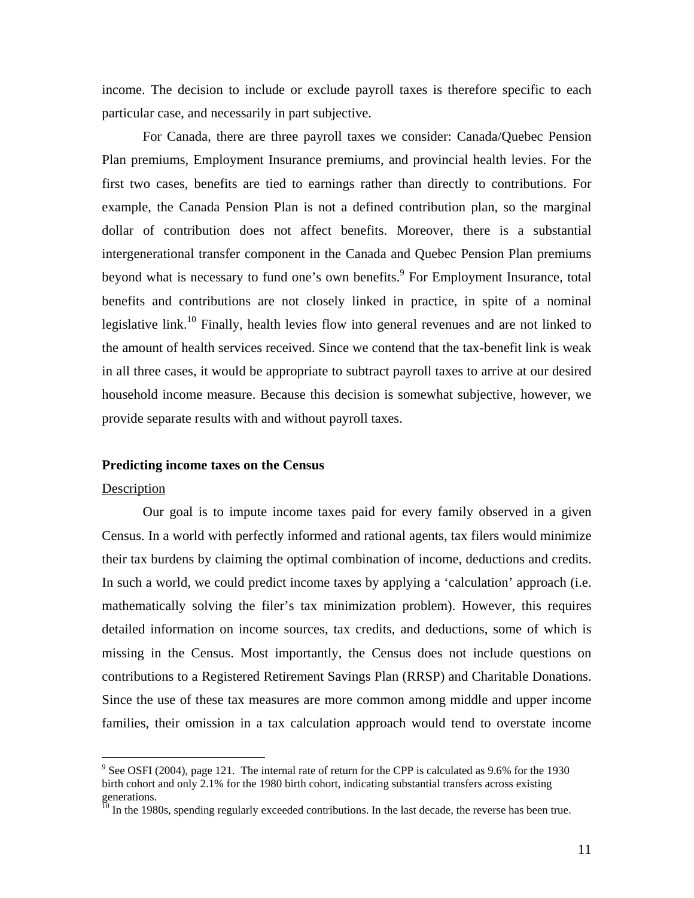income. The decision to include or exclude payroll taxes is therefore specific to each particular case, and necessarily in part subjective.

For Canada, there are three payroll taxes we consider: Canada/Quebec Pension Plan premiums, Employment Insurance premiums, and provincial health levies. For the first two cases, benefits are tied to earnings rather than directly to contributions. For example, the Canada Pension Plan is not a defined contribution plan, so the marginal dollar of contribution does not affect benefits. Moreover, there is a substantial intergenerational transfer component in the Canada and Quebec Pension Plan premiums beyond what is necessary to fund one's own benefits.[9] For Employment Insurance, total benefits and contributions are not closely linked in practice, in spite of a nominal legislative link.[10] Finally, health levies flow into general revenues and are not linked to the amount of health services received. Since we contend that the tax-benefit link is weak in all three cases, it would be appropriate to subtract payroll taxes to arrive at our desired household income measure. Because this decision is somewhat subjective, however, we provide separate results with and without payroll taxes.

### Predicting income taxes on the Census

Description

Our goal is to impute income taxes paid for every family observed in a given Census. In a world with perfectly informed and rational agents, tax filers would minimize their tax burdens by claiming the optimal combination of income, deductions and credits. In such a world, we could predict income taxes by applying a 'calculation' approach (i.e. mathematically solving the filer's tax minimization problem). However, this requires detailed information on income sources, tax credits, and deductions, some of which is missing in the Census. Most importantly, the Census does not include questions on contributions to a Registered Retirement Savings Plan (RRSP) and Charitable Donations. Since the use of these tax measures are more common among middle and upper income families, their omission in a tax calculation approach would tend to overstate income

---

[9] See OSFI (2004), page 121. The internal rate of return for the CPP is calculated as 9.6% for the 1930 birth cohort and only 2.1% for the 1980 birth cohort, indicating substantial transfers across existing generations.

[10] In the 1980s, spending regularly exceeded contributions. In the last decade, the reverse has been true.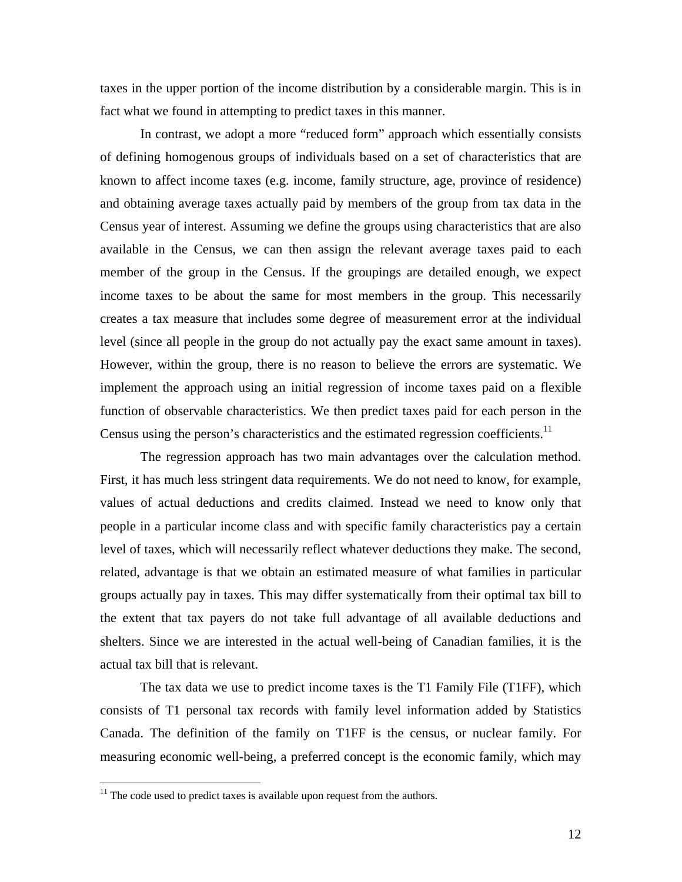taxes in the upper portion of the income distribution by a considerable margin. This is in fact what we found in attempting to predict taxes in this manner.

In contrast, we adopt a more "reduced form" approach which essentially consists of defining homogenous groups of individuals based on a set of characteristics that are known to affect income taxes (e.g. income, family structure, age, province of residence) and obtaining average taxes actually paid by members of the group from tax data in the Census year of interest. Assuming we define the groups using characteristics that are also available in the Census, we can then assign the relevant average taxes paid to each member of the group in the Census. If the groupings are detailed enough, we expect income taxes to be about the same for most members in the group. This necessarily creates a tax measure that includes some degree of measurement error at the individual level (since all people in the group do not actually pay the exact same amount in taxes). However, within the group, there is no reason to believe the errors are systematic. We implement the approach using an initial regression of income taxes paid on a flexible function of observable characteristics. We then predict taxes paid for each person in the Census using the person's characteristics and the estimated regression coefficients.[11]

The regression approach has two main advantages over the calculation method. First, it has much less stringent data requirements. We do not need to know, for example, values of actual deductions and credits claimed. Instead we need to know only that people in a particular income class and with specific family characteristics pay a certain level of taxes, which will necessarily reflect whatever deductions they make. The second, related, advantage is that we obtain an estimated measure of what families in particular groups actually pay in taxes. This may differ systematically from their optimal tax bill to the extent that tax payers do not take full advantage of all available deductions and shelters. Since we are interested in the actual well-being of Canadian families, it is the actual tax bill that is relevant.

The tax data we use to predict income taxes is the T1 Family File (T1FF), which consists of T1 personal tax records with family level information added by Statistics Canada. The definition of the family on T1FF is the census, or nuclear family. For measuring economic well-being, a preferred concept is the economic family, which may

[11] The code used to predict taxes is available upon request from the authors.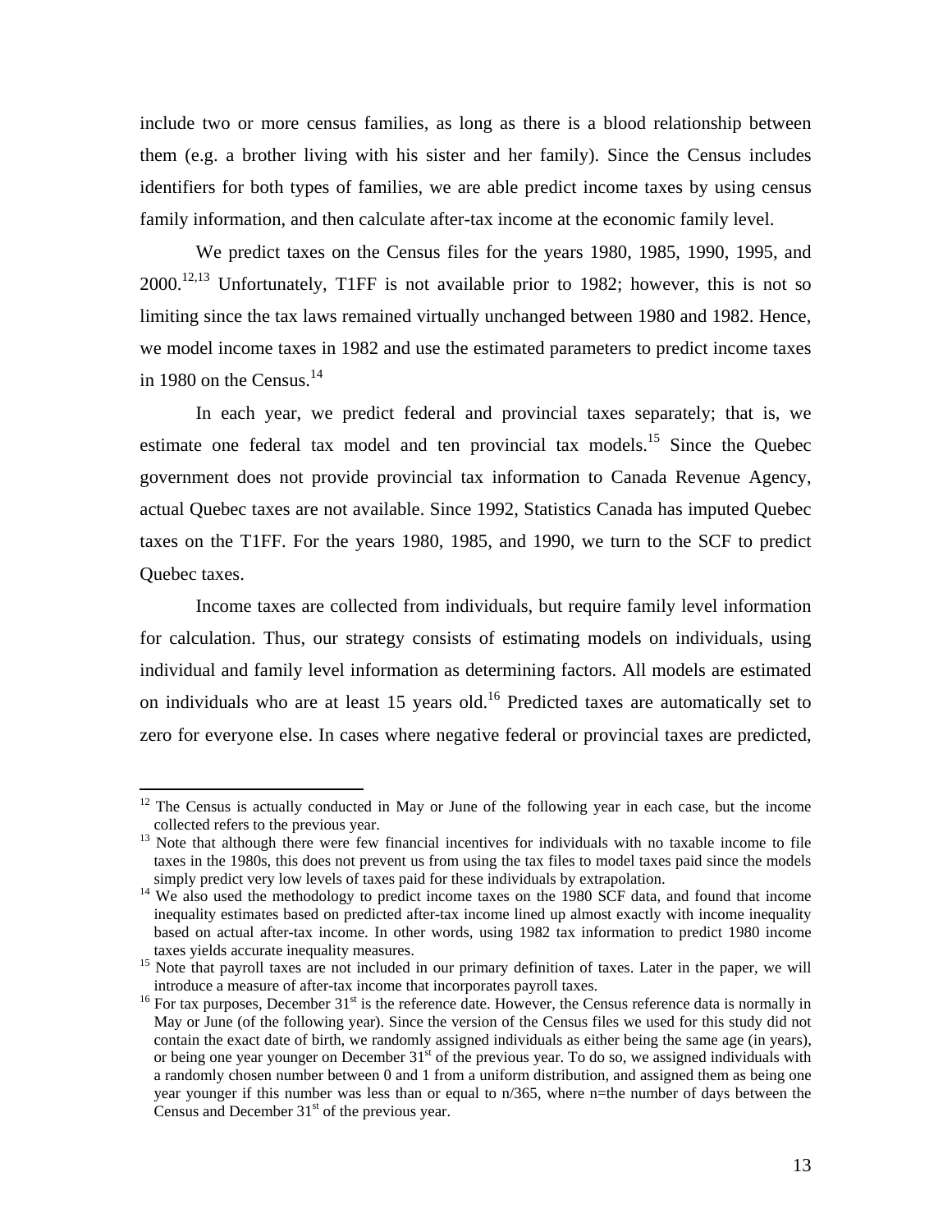include two or more census families, as long as there is a blood relationship between them (e.g. a brother living with his sister and her family). Since the Census includes identifiers for both types of families, we are able predict income taxes by using census family information, and then calculate after-tax income at the economic family level.

We predict taxes on the Census files for the years 1980, 1985, 1990, 1995, and 2000.[12,13] Unfortunately, T1FF is not available prior to 1982; however, this is not so limiting since the tax laws remained virtually unchanged between 1980 and 1982. Hence, we model income taxes in 1982 and use the estimated parameters to predict income taxes in 1980 on the Census.[14]

In each year, we predict federal and provincial taxes separately; that is, we estimate one federal tax model and ten provincial tax models.[15] Since the Quebec government does not provide provincial tax information to Canada Revenue Agency, actual Quebec taxes are not available. Since 1992, Statistics Canada has imputed Quebec taxes on the T1FF. For the years 1980, 1985, and 1990, we turn to the SCF to predict Quebec taxes.

Income taxes are collected from individuals, but require family level information for calculation. Thus, our strategy consists of estimating models on individuals, using individual and family level information as determining factors. All models are estimated on individuals who are at least 15 years old.[16] Predicted taxes are automatically set to zero for everyone else. In cases where negative federal or provincial taxes are predicted,

---

[12] The Census is actually conducted in May or June of the following year in each case, but the income collected refers to the previous year.

[13] Note that although there were few financial incentives for individuals with no taxable income to file taxes in the 1980s, this does not prevent us from using the tax files to model taxes paid since the models simply predict very low levels of taxes paid for these individuals by extrapolation.

[14] We also used the methodology to predict income taxes on the 1980 SCF data, and found that income inequality estimates based on predicted after-tax income lined up almost exactly with income inequality based on actual after-tax income. In other words, using 1982 tax information to predict 1980 income taxes yields accurate inequality measures.

[15] Note that payroll taxes are not included in our primary definition of taxes. Later in the paper, we will introduce a measure of after-tax income that incorporates payroll taxes.

[16] For tax purposes, December 31st is the reference date. However, the Census reference data is normally in May or June (of the following year). Since the version of the Census files we used for this study did not contain the exact date of birth, we randomly assigned individuals as either being the same age (in years), or being one year younger on December 31st of the previous year. To do so, we assigned individuals with a randomly chosen number between 0 and 1 from a uniform distribution, and assigned them as being one year younger if this number was less than or equal to n/365, where n=the number of days between the Census and December 31st of the previous year.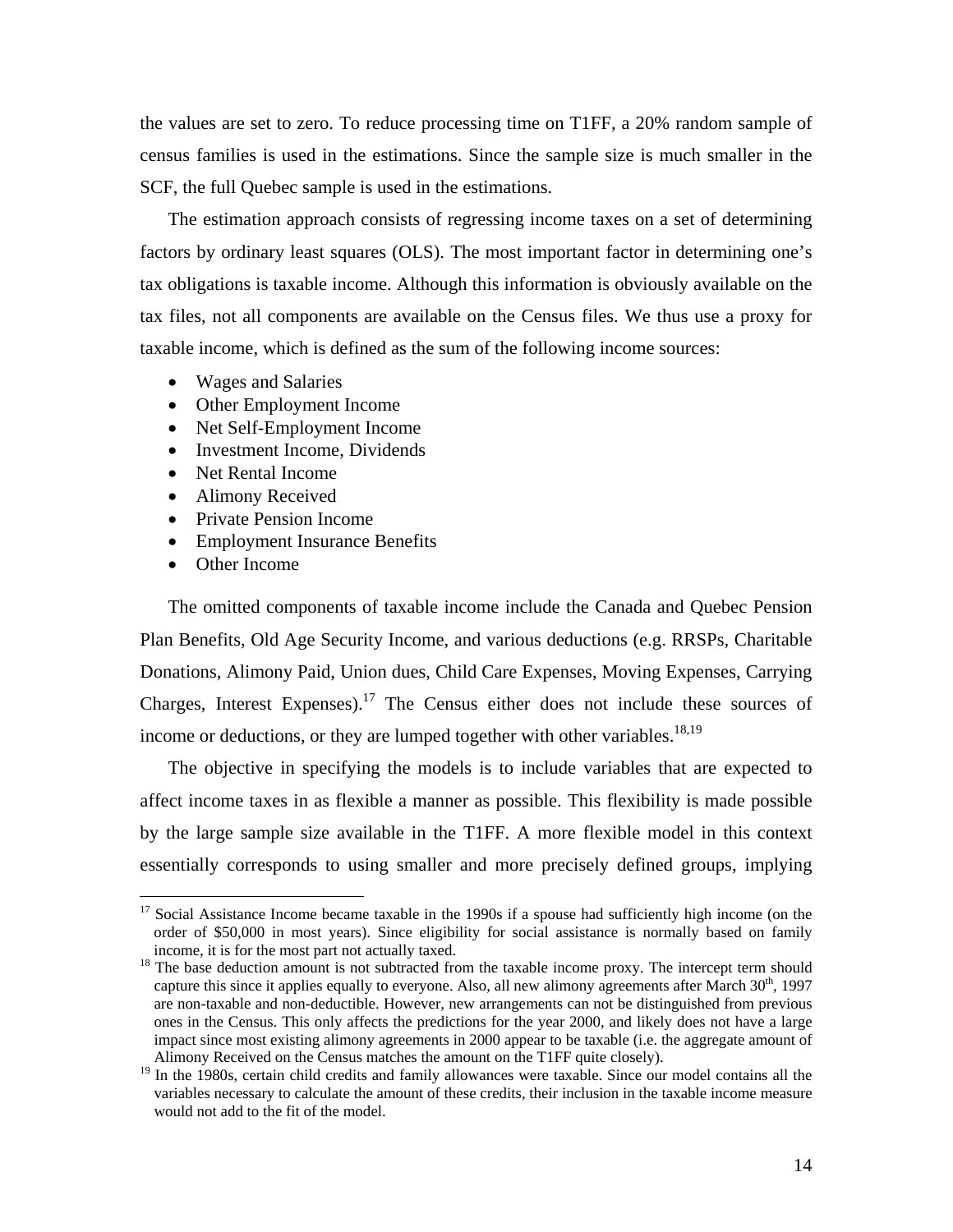the values are set to zero. To reduce processing time on T1FF, a 20% random sample of census families is used in the estimations. Since the sample size is much smaller in the SCF, the full Quebec sample is used in the estimations.

The estimation approach consists of regressing income taxes on a set of determining factors by ordinary least squares (OLS). The most important factor in determining one's tax obligations is taxable income. Although this information is obviously available on the tax files, not all components are available on the Census files. We thus use a proxy for taxable income, which is defined as the sum of the following income sources:

- Wages and Salaries
- Other Employment Income
- Net Self-Employment Income
- Investment Income, Dividends
- Net Rental Income
- Alimony Received
- Private Pension Income
- Employment Insurance Benefits
- Other Income

The omitted components of taxable income include the Canada and Quebec Pension Plan Benefits, Old Age Security Income, and various deductions (e.g. RRSPs, Charitable Donations, Alimony Paid, Union dues, Child Care Expenses, Moving Expenses, Carrying Charges, Interest Expenses).[17] The Census either does not include these sources of income or deductions, or they are lumped together with other variables.[18,19]

The objective in specifying the models is to include variables that are expected to affect income taxes in as flexible a manner as possible. This flexibility is made possible by the large sample size available in the T1FF. A more flexible model in this context essentially corresponds to using smaller and more precisely defined groups, implying

---

[17] Social Assistance Income became taxable in the 1990s if a spouse had sufficiently high income (on the order of $50,000 in most years). Since eligibility for social assistance is normally based on family income, it is for the most part not actually taxed.

[18] The base deduction amount is not subtracted from the taxable income proxy. The intercept term should capture this since it applies equally to everyone. Also, all new alimony agreements after March 30th, 1997 are non-taxable and non-deductible. However, new arrangements can not be distinguished from previous ones in the Census. This only affects the predictions for the year 2000, and likely does not have a large impact since most existing alimony agreements in 2000 appear to be taxable (i.e. the aggregate amount of Alimony Received on the Census matches the amount on the T1FF quite closely).

[19] In the 1980s, certain child credits and family allowances were taxable. Since our model contains all the variables necessary to calculate the amount of these credits, their inclusion in the taxable income measure would not add to the fit of the model.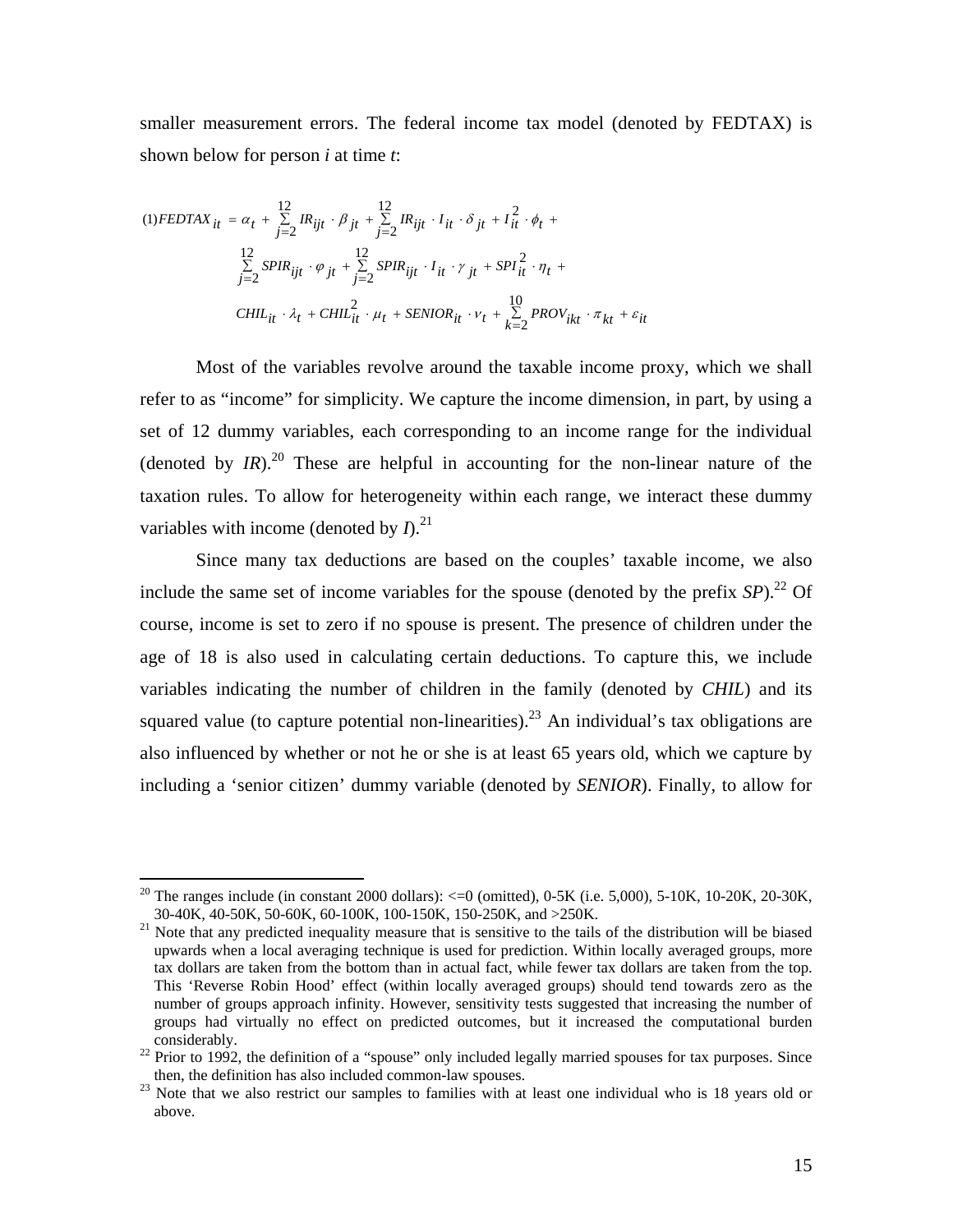smaller measurement errors. The federal income tax model (denoted by FEDTAX) is shown below for person *i* at time *t*:

$$
\begin{aligned}
(1) FEDTAX_{it} = {} & \alpha_t + \sum_{j=2}^{12} IR_{ijt} \cdot \beta_{jt} + \sum_{j=2}^{12} IR_{ijt} \cdot I_{it} \cdot \delta_{jt} + I_{it}^2 \cdot \phi_t + \\
& \sum_{j=2}^{12} SPIR_{ijt} \cdot \varphi_{jt} + \sum_{j=2}^{12} SPIR_{ijt} \cdot I_{it} \cdot \gamma_{jt} + SPI_{it}^2 \cdot \eta_t + \\
& CHIL_{it} \cdot \lambda_t + CHIL_{it}^2 \cdot \mu_t + SENIOR_{it} \cdot \nu_t + \sum_{k=2}^{10} PROV_{ikt} \cdot \pi_{kt} + \varepsilon_{it}
\end{aligned}
$$

Most of the variables revolve around the taxable income proxy, which we shall refer to as "income" for simplicity. We capture the income dimension, in part, by using a set of 12 dummy variables, each corresponding to an income range for the individual (denoted by *IR*).[20] These are helpful in accounting for the non-linear nature of the taxation rules. To allow for heterogeneity within each range, we interact these dummy variables with income (denoted by *I*).[21]

Since many tax deductions are based on the couples' taxable income, we also include the same set of income variables for the spouse (denoted by the prefix *SP*).[22] Of course, income is set to zero if no spouse is present. The presence of children under the age of 18 is also used in calculating certain deductions. To capture this, we include variables indicating the number of children in the family (denoted by *CHIL*) and its squared value (to capture potential non-linearities).[23] An individual's tax obligations are also influenced by whether or not he or she is at least 65 years old, which we capture by including a 'senior citizen' dummy variable (denoted by *SENIOR*). Finally, to allow for

---

[20] The ranges include (in constant 2000 dollars): <=0 (omitted), 0-5K (i.e. 5,000), 5-10K, 10-20K, 20-30K, 30-40K, 40-50K, 50-60K, 60-100K, 100-150K, 150-250K, and >250K.

[21] Note that any predicted inequality measure that is sensitive to the tails of the distribution will be biased upwards when a local averaging technique is used for prediction. Within locally averaged groups, more tax dollars are taken from the bottom than in actual fact, while fewer tax dollars are taken from the top. This 'Reverse Robin Hood' effect (within locally averaged groups) should tend towards zero as the number of groups approach infinity. However, sensitivity tests suggested that increasing the number of groups had virtually no effect on predicted outcomes, but it increased the computational burden considerably.

[22] Prior to 1992, the definition of a "spouse" only included legally married spouses for tax purposes. Since then, the definition has also included common-law spouses.

[23] Note that we also restrict our samples to families with at least one individual who is 18 years old or above.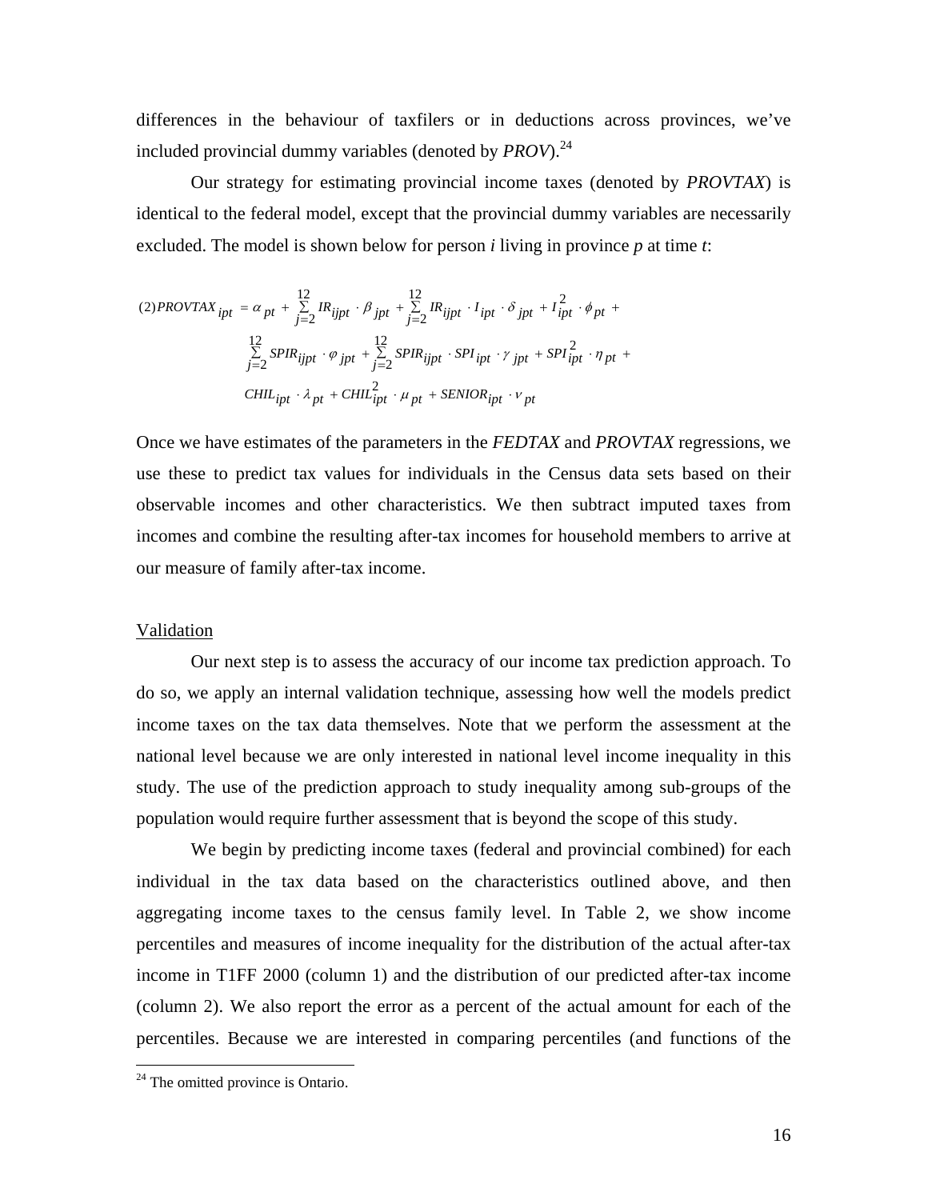differences in the behaviour of taxfilers or in deductions across provinces, we've included provincial dummy variables (denoted by *PROV*).[24]

Our strategy for estimating provincial income taxes (denoted by *PROVTAX*) is identical to the federal model, except that the provincial dummy variables are necessarily excluded. The model is shown below for person *i* living in province *p* at time *t*:

$$
\begin{aligned}
(2) PROVTAX_{ipt} = \alpha_{pt} + \sum_{j=2}^{12} IR_{ijpt} \cdot \beta_{jpt} + \sum_{j=2}^{12} IR_{ijpt} \cdot I_{ipt} \cdot \delta_{jpt} + I_{ipt}^{2} \cdot \phi_{pt} + \\
\sum_{j=2}^{12} SPIR_{ijpt} \cdot \varphi_{jpt} + \sum_{j=2}^{12} SPIR_{ijpt} \cdot SPI_{ipt} \cdot \gamma_{jpt} + SPI_{ipt}^{2} \cdot \eta_{pt} + \\
CHIL_{ipt} \cdot \lambda_{pt} + CHIL_{ipt}^{2} \cdot \mu_{pt} + SENIOR_{ipt} \cdot \nu_{pt}
\end{aligned}
$$

Once we have estimates of the parameters in the *FEDTAX* and *PROVTAX* regressions, we use these to predict tax values for individuals in the Census data sets based on their observable incomes and other characteristics. We then subtract imputed taxes from incomes and combine the resulting after-tax incomes for household members to arrive at our measure of family after-tax income.

Validation

Our next step is to assess the accuracy of our income tax prediction approach. To do so, we apply an internal validation technique, assessing how well the models predict income taxes on the tax data themselves. Note that we perform the assessment at the national level because we are only interested in national level income inequality in this study. The use of the prediction approach to study inequality among sub-groups of the population would require further assessment that is beyond the scope of this study.

We begin by predicting income taxes (federal and provincial combined) for each individual in the tax data based on the characteristics outlined above, and then aggregating income taxes to the census family level. In Table 2, we show income percentiles and measures of income inequality for the distribution of the actual after-tax income in T1FF 2000 (column 1) and the distribution of our predicted after-tax income (column 2). We also report the error as a percent of the actual amount for each of the percentiles. Because we are interested in comparing percentiles (and functions of the

[24] The omitted province is Ontario.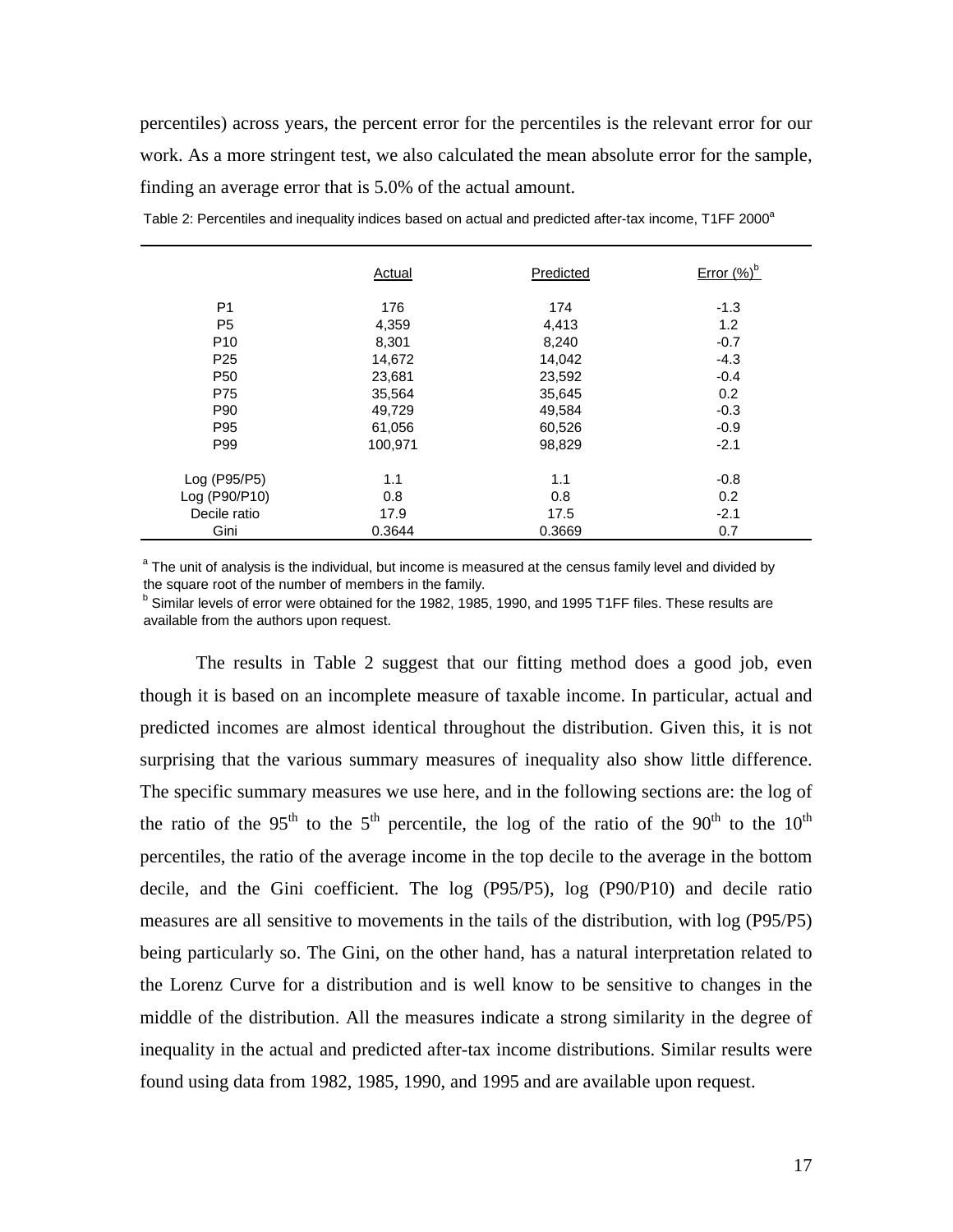percentiles) across years, the percent error for the percentiles is the relevant error for our work. As a more stringent test, we also calculated the mean absolute error for the sample, finding an average error that is 5.0% of the actual amount.

Table 2: Percentiles and inequality indices based on actual and predicted after-tax income, T1FF 2000[a]

| | Actual | Predicted | Error (%)[b] |
|---|---|---|---|
| P1 | 176 | 174 | -1.3 |
| P5 | 4,359 | 4,413 | 1.2 |
| P10 | 8,301 | 8,240 | -0.7 |
| P25 | 14,672 | 14,042 | -4.3 |
| P50 | 23,681 | 23,592 | -0.4 |
| P75 | 35,564 | 35,645 | 0.2 |
| P90 | 49,729 | 49,584 | -0.3 |
| P95 | 61,056 | 60,526 | -0.9 |
| P99 | 100,971 | 98,829 | -2.1 |
| Log (P95/P5) | 1.1 | 1.1 | -0.8 |
| Log (P90/P10) | 0.8 | 0.8 | 0.2 |
| Decile ratio | 17.9 | 17.5 | -2.1 |
| Gini | 0.3644 | 0.3669 | 0.7 |

[a] The unit of analysis is the individual, but income is measured at the census family level and divided by the square root of the number of members in the family.

[b] Similar levels of error were obtained for the 1982, 1985, 1990, and 1995 T1FF files. These results are available from the authors upon request.

The results in Table 2 suggest that our fitting method does a good job, even though it is based on an incomplete measure of taxable income. In particular, actual and predicted incomes are almost identical throughout the distribution. Given this, it is not surprising that the various summary measures of inequality also show little difference. The specific summary measures we use here, and in the following sections are: the log of the ratio of the 95<sup>th</sup> to the 5<sup>th</sup> percentile, the log of the ratio of the 90<sup>th</sup> to the 10<sup>th</sup> percentiles, the ratio of the average income in the top decile to the average in the bottom decile, and the Gini coefficient. The log (P95/P5), log (P90/P10) and decile ratio measures are all sensitive to movements in the tails of the distribution, with log (P95/P5) being particularly so. The Gini, on the other hand, has a natural interpretation related to the Lorenz Curve for a distribution and is well know to be sensitive to changes in the middle of the distribution. All the measures indicate a strong similarity in the degree of inequality in the actual and predicted after-tax income distributions. Similar results were found using data from 1982, 1985, 1990, and 1995 and are available upon request.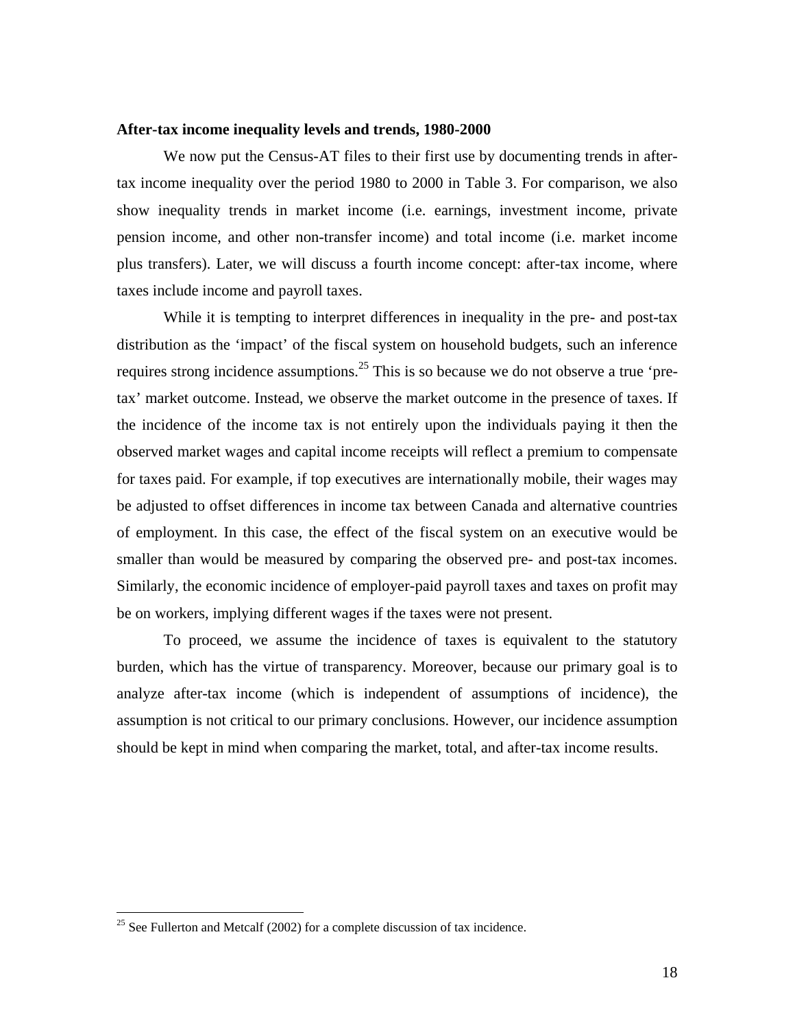**After-tax income inequality levels and trends, 1980-2000**

We now put the Census-AT files to their first use by documenting trends in after-tax income inequality over the period 1980 to 2000 in Table 3. For comparison, we also show inequality trends in market income (i.e. earnings, investment income, private pension income, and other non-transfer income) and total income (i.e. market income plus transfers). Later, we will discuss a fourth income concept: after-tax income, where taxes include income and payroll taxes.

While it is tempting to interpret differences in inequality in the pre- and post-tax distribution as the 'impact' of the fiscal system on household budgets, such an inference requires strong incidence assumptions.[25] This is so because we do not observe a true 'pre-tax' market outcome. Instead, we observe the market outcome in the presence of taxes. If the incidence of the income tax is not entirely upon the individuals paying it then the observed market wages and capital income receipts will reflect a premium to compensate for taxes paid. For example, if top executives are internationally mobile, their wages may be adjusted to offset differences in income tax between Canada and alternative countries of employment. In this case, the effect of the fiscal system on an executive would be smaller than would be measured by comparing the observed pre- and post-tax incomes. Similarly, the economic incidence of employer-paid payroll taxes and taxes on profit may be on workers, implying different wages if the taxes were not present.

To proceed, we assume the incidence of taxes is equivalent to the statutory burden, which has the virtue of transparency. Moreover, because our primary goal is to analyze after-tax income (which is independent of assumptions of incidence), the assumption is not critical to our primary conclusions. However, our incidence assumption should be kept in mind when comparing the market, total, and after-tax income results.

[25] See Fullerton and Metcalf (2002) for a complete discussion of tax incidence.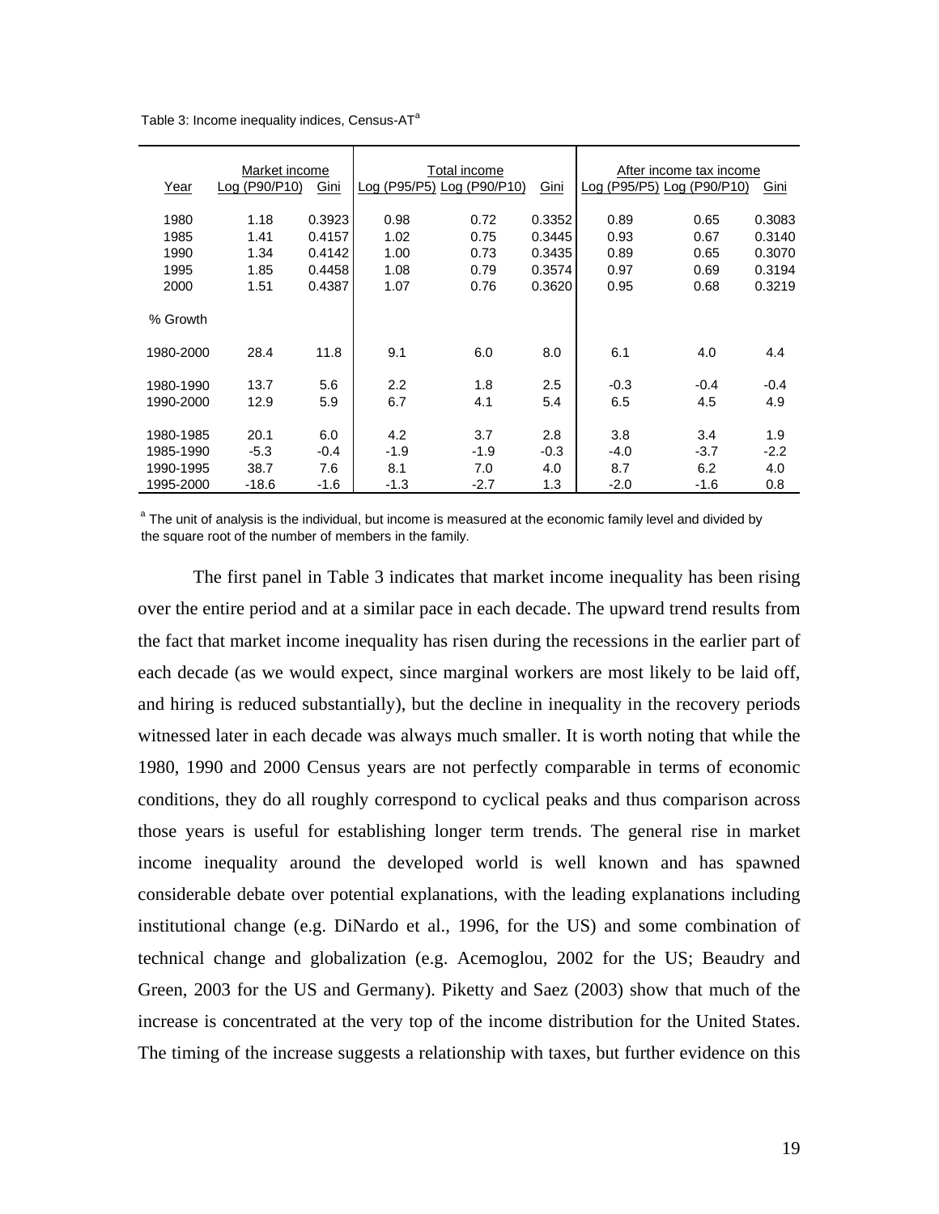Table 3: Income inequality indices, Census-AT[a]

| Year | Market income | | Total income | | | After income tax income | | |
|---|---|---|---|---|---|---|---|---|
| | Log (P90/P10) | Gini | Log (P95/P5) | Log (P90/P10) | Gini | Log (P95/P5) | Log (P90/P10) | Gini |
| 1980 | 1.18 | 0.3923 | 0.98 | 0.72 | 0.3352 | 0.89 | 0.65 | 0.3083 |
| 1985 | 1.41 | 0.4157 | 1.02 | 0.75 | 0.3445 | 0.93 | 0.67 | 0.3140 |
| 1990 | 1.34 | 0.4142 | 1.00 | 0.73 | 0.3435 | 0.89 | 0.65 | 0.3070 |
| 1995 | 1.85 | 0.4458 | 1.08 | 0.79 | 0.3574 | 0.97 | 0.69 | 0.3194 |
| 2000 | 1.51 | 0.4387 | 1.07 | 0.76 | 0.3620 | 0.95 | 0.68 | 0.3219 |
| % Growth | | | | | | | | |
| 1980-2000 | 28.4 | 11.8 | 9.1 | 6.0 | 8.0 | 6.1 | 4.0 | 4.4 |
| 1980-1990 | 13.7 | 5.6 | 2.2 | 1.8 | 2.5 | -0.3 | -0.4 | -0.4 |
| 1990-2000 | 12.9 | 5.9 | 6.7 | 4.1 | 5.4 | 6.5 | 4.5 | 4.9 |
| 1980-1985 | 20.1 | 6.0 | 4.2 | 3.7 | 2.8 | 3.8 | 3.4 | 1.9 |
| 1985-1990 | -5.3 | -0.4 | -1.9 | -1.9 | -0.3 | -4.0 | -3.7 | -2.2 |
| 1990-1995 | 38.7 | 7.6 | 8.1 | 7.0 | 4.0 | 8.7 | 6.2 | 4.0 |
| 1995-2000 | -18.6 | -1.6 | -1.3 | -2.7 | 1.3 | -2.0 | -1.6 | 0.8 |

[a] The unit of analysis is the individual, but income is measured at the economic family level and divided by the square root of the number of members in the family.

The first panel in Table 3 indicates that market income inequality has been rising over the entire period and at a similar pace in each decade. The upward trend results from the fact that market income inequality has risen during the recessions in the earlier part of each decade (as we would expect, since marginal workers are most likely to be laid off, and hiring is reduced substantially), but the decline in inequality in the recovery periods witnessed later in each decade was always much smaller. It is worth noting that while the 1980, 1990 and 2000 Census years are not perfectly comparable in terms of economic conditions, they do all roughly correspond to cyclical peaks and thus comparison across those years is useful for establishing longer term trends. The general rise in market income inequality around the developed world is well known and has spawned considerable debate over potential explanations, with the leading explanations including institutional change (e.g. DiNardo et al., 1996, for the US) and some combination of technical change and globalization (e.g. Acemoglou, 2002 for the US; Beaudry and Green, 2003 for the US and Germany). Piketty and Saez (2003) show that much of the increase is concentrated at the very top of the income distribution for the United States. The timing of the increase suggests a relationship with taxes, but further evidence on this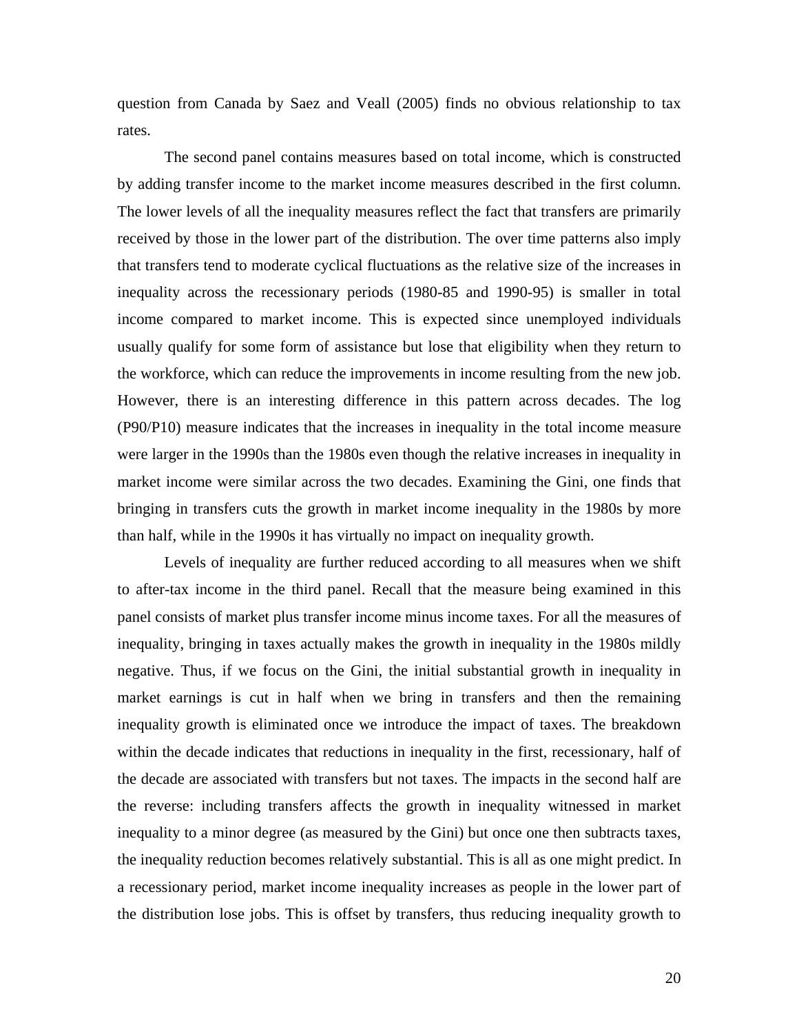question from Canada by Saez and Veall (2005) finds no obvious relationship to tax rates.

The second panel contains measures based on total income, which is constructed by adding transfer income to the market income measures described in the first column. The lower levels of all the inequality measures reflect the fact that transfers are primarily received by those in the lower part of the distribution. The over time patterns also imply that transfers tend to moderate cyclical fluctuations as the relative size of the increases in inequality across the recessionary periods (1980-85 and 1990-95) is smaller in total income compared to market income. This is expected since unemployed individuals usually qualify for some form of assistance but lose that eligibility when they return to the workforce, which can reduce the improvements in income resulting from the new job. However, there is an interesting difference in this pattern across decades. The log (P90/P10) measure indicates that the increases in inequality in the total income measure were larger in the 1990s than the 1980s even though the relative increases in inequality in market income were similar across the two decades. Examining the Gini, one finds that bringing in transfers cuts the growth in market income inequality in the 1980s by more than half, while in the 1990s it has virtually no impact on inequality growth.

Levels of inequality are further reduced according to all measures when we shift to after-tax income in the third panel. Recall that the measure being examined in this panel consists of market plus transfer income minus income taxes. For all the measures of inequality, bringing in taxes actually makes the growth in inequality in the 1980s mildly negative. Thus, if we focus on the Gini, the initial substantial growth in inequality in market earnings is cut in half when we bring in transfers and then the remaining inequality growth is eliminated once we introduce the impact of taxes. The breakdown within the decade indicates that reductions in inequality in the first, recessionary, half of the decade are associated with transfers but not taxes. The impacts in the second half are the reverse: including transfers affects the growth in inequality witnessed in market inequality to a minor degree (as measured by the Gini) but once one then subtracts taxes, the inequality reduction becomes relatively substantial. This is all as one might predict. In a recessionary period, market income inequality increases as people in the lower part of the distribution lose jobs. This is offset by transfers, thus reducing inequality growth to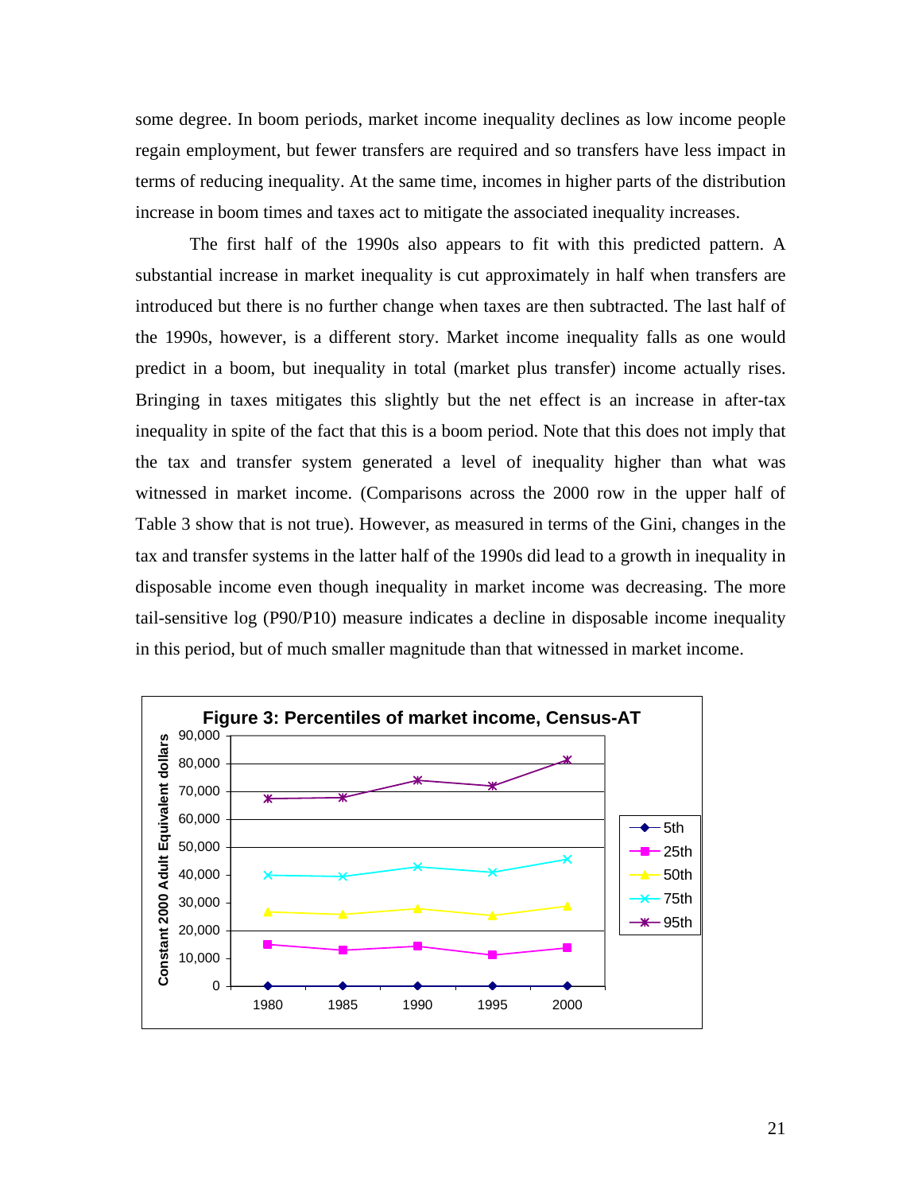some degree. In boom periods, market income inequality declines as low income people regain employment, but fewer transfers are required and so transfers have less impact in terms of reducing inequality. At the same time, incomes in higher parts of the distribution increase in boom times and taxes act to mitigate the associated inequality increases.

The first half of the 1990s also appears to fit with this predicted pattern. A substantial increase in market inequality is cut approximately in half when transfers are introduced but there is no further change when taxes are then subtracted. The last half of the 1990s, however, is a different story. Market income inequality falls as one would predict in a boom, but inequality in total (market plus transfer) income actually rises. Bringing in taxes mitigates this slightly but the net effect is an increase in after-tax inequality in spite of the fact that this is a boom period. Note that this does not imply that the tax and transfer system generated a level of inequality higher than what was witnessed in market income. (Comparisons across the 2000 row in the upper half of Table 3 show that is not true). However, as measured in terms of the Gini, changes in the tax and transfer systems in the latter half of the 1990s did lead to a growth in inequality in disposable income even though inequality in market income was decreasing. The more tail-sensitive log (P90/P10) measure indicates a decline in disposable income inequality in this period, but of much smaller magnitude than that witnessed in market income.

**Figure 3: Percentiles of market income, Census-AT**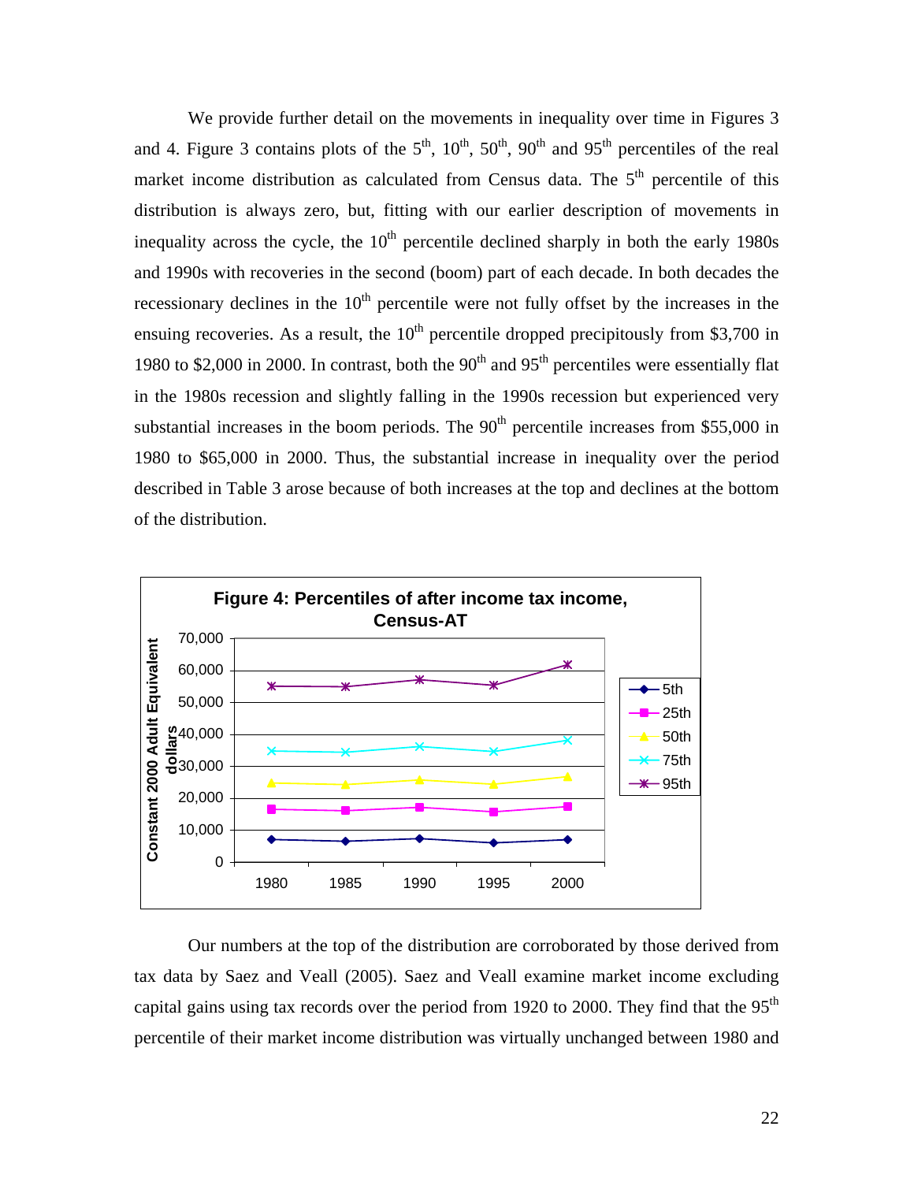We provide further detail on the movements in inequality over time in Figures 3 and 4. Figure 3 contains plots of the 5th, 10th, 50th, 90th and 95th percentiles of the real market income distribution as calculated from Census data. The 5th percentile of this distribution is always zero, but, fitting with our earlier description of movements in inequality across the cycle, the 10th percentile declined sharply in both the early 1980s and 1990s with recoveries in the second (boom) part of each decade. In both decades the recessionary declines in the 10th percentile were not fully offset by the increases in the ensuing recoveries. As a result, the 10th percentile dropped precipitously from \$3,700 in 1980 to \$2,000 in 2000. In contrast, both the 90th and 95th percentiles were essentially flat in the 1980s recession and slightly falling in the 1990s recession but experienced very substantial increases in the boom periods. The 90th percentile increases from \$55,000 in 1980 to \$65,000 in 2000. Thus, the substantial increase in inequality over the period described in Table 3 arose because of both increases at the top and declines at the bottom of the distribution.

**Figure 4: Percentiles of after income tax income, Census-AT**

Our numbers at the top of the distribution are corroborated by those derived from tax data by Saez and Veall (2005). Saez and Veall examine market income excluding capital gains using tax records over the period from 1920 to 2000. They find that the 95th percentile of their market income distribution was virtually unchanged between 1980 and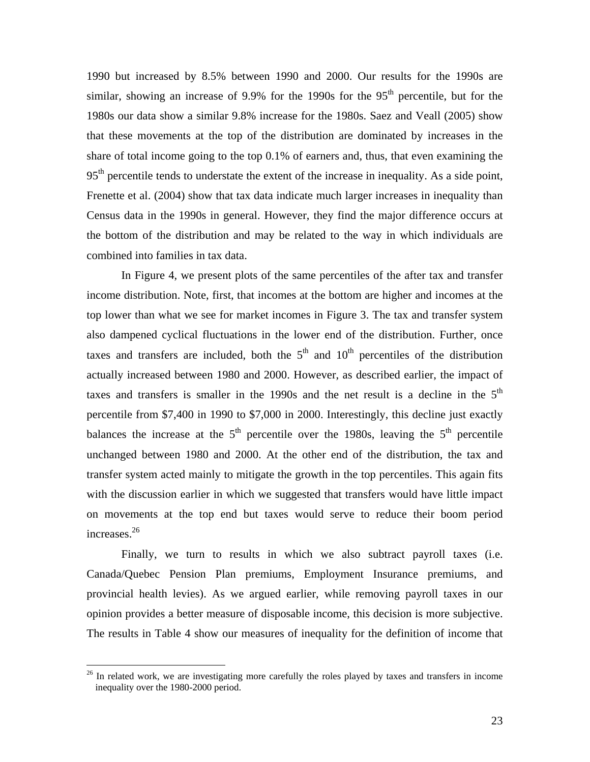1990 but increased by 8.5% between 1990 and 2000. Our results for the 1990s are similar, showing an increase of 9.9% for the 1990s for the 95th percentile, but for the 1980s our data show a similar 9.8% increase for the 1980s. Saez and Veall (2005) show that these movements at the top of the distribution are dominated by increases in the share of total income going to the top 0.1% of earners and, thus, that even examining the 95th percentile tends to understate the extent of the increase in inequality. As a side point, Frenette et al. (2004) show that tax data indicate much larger increases in inequality than Census data in the 1990s in general. However, they find the major difference occurs at the bottom of the distribution and may be related to the way in which individuals are combined into families in tax data.

In Figure 4, we present plots of the same percentiles of the after tax and transfer income distribution. Note, first, that incomes at the bottom are higher and incomes at the top lower than what we see for market incomes in Figure 3. The tax and transfer system also dampened cyclical fluctuations in the lower end of the distribution. Further, once taxes and transfers are included, both the 5th and 10th percentiles of the distribution actually increased between 1980 and 2000. However, as described earlier, the impact of taxes and transfers is smaller in the 1990s and the net result is a decline in the 5th percentile from $7,400 in 1990 to $7,000 in 2000. Interestingly, this decline just exactly balances the increase at the 5th percentile over the 1980s, leaving the 5th percentile unchanged between 1980 and 2000. At the other end of the distribution, the tax and transfer system acted mainly to mitigate the growth in the top percentiles. This again fits with the discussion earlier in which we suggested that transfers would have little impact on movements at the top end but taxes would serve to reduce their boom period increases.[26]

Finally, we turn to results in which we also subtract payroll taxes (i.e. Canada/Quebec Pension Plan premiums, Employment Insurance premiums, and provincial health levies). As we argued earlier, while removing payroll taxes in our opinion provides a better measure of disposable income, this decision is more subjective. The results in Table 4 show our measures of inequality for the definition of income that

[26] In related work, we are investigating more carefully the roles played by taxes and transfers in income inequality over the 1980-2000 period.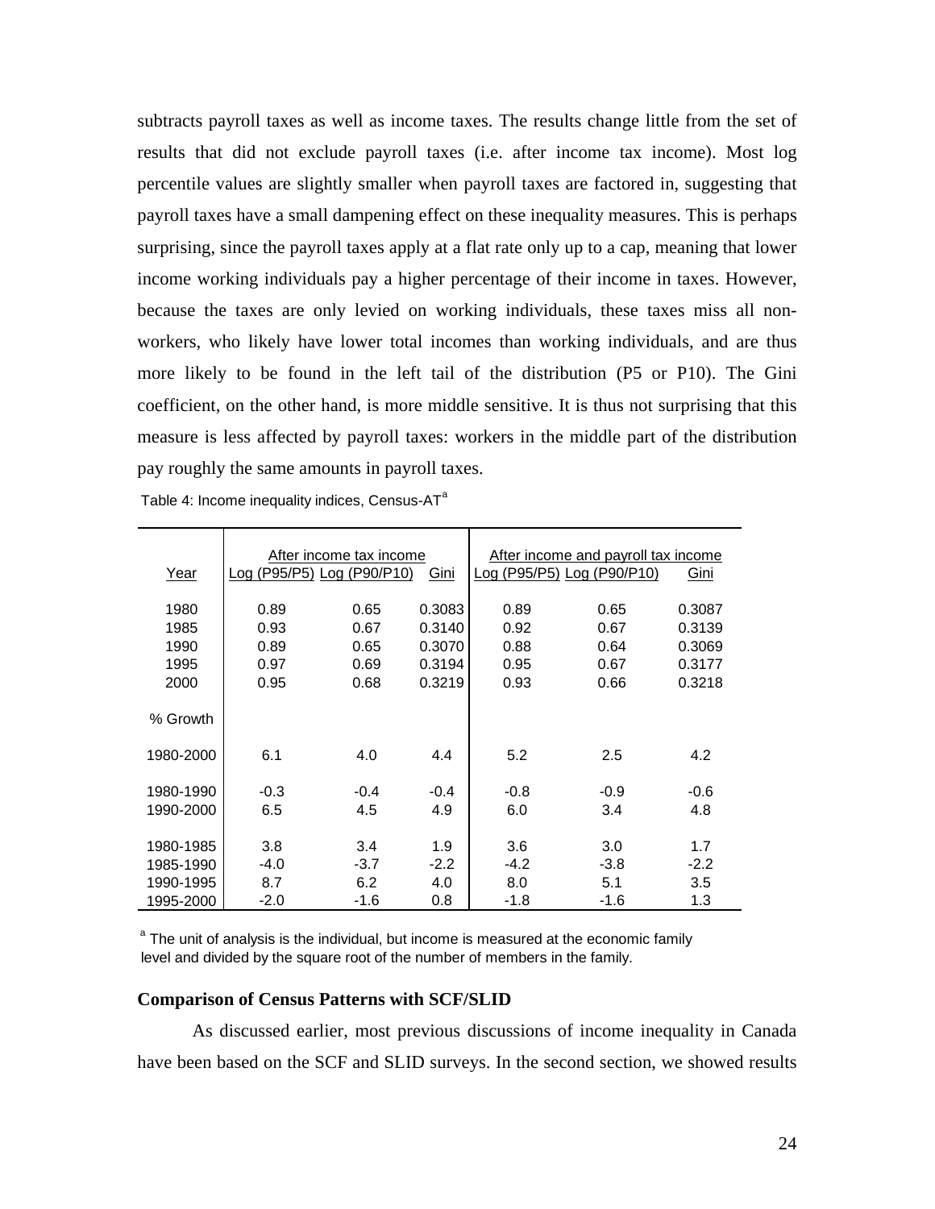subtracts payroll taxes as well as income taxes. The results change little from the set of results that did not exclude payroll taxes (i.e. after income tax income). Most log percentile values are slightly smaller when payroll taxes are factored in, suggesting that payroll taxes have a small dampening effect on these inequality measures. This is perhaps surprising, since the payroll taxes apply at a flat rate only up to a cap, meaning that lower income working individuals pay a higher percentage of their income in taxes. However, because the taxes are only levied on working individuals, these taxes miss all non-workers, who likely have lower total incomes than working individuals, and are thus more likely to be found in the left tail of the distribution (P5 or P10). The Gini coefficient, on the other hand, is more middle sensitive. It is thus not surprising that this measure is less affected by payroll taxes: workers in the middle part of the distribution pay roughly the same amounts in payroll taxes.

Table 4: Income inequality indices, Census-AT[a]

| | After income tax income | | | After income and payroll tax income | | |
|---|---|---|---|---|---|---|
| Year | Log (P95/P5) | Log (P90/P10) | Gini | Log (P95/P5) | Log (P90/P10) | Gini |
| 1980 | 0.89 | 0.65 | 0.3083 | 0.89 | 0.65 | 0.3087 |
| 1985 | 0.93 | 0.67 | 0.3140 | 0.92 | 0.67 | 0.3139 |
| 1990 | 0.89 | 0.65 | 0.3070 | 0.88 | 0.64 | 0.3069 |
| 1995 | 0.97 | 0.69 | 0.3194 | 0.95 | 0.67 | 0.3177 |
| 2000 | 0.95 | 0.68 | 0.3219 | 0.93 | 0.66 | 0.3218 |
| % Growth | | | | | | |
| 1980-2000 | 6.1 | 4.0 | 4.4 | 5.2 | 2.5 | 4.2 |
| 1980-1990 | -0.3 | -0.4 | -0.4 | -0.8 | -0.9 | -0.6 |
| 1990-2000 | 6.5 | 4.5 | 4.9 | 6.0 | 3.4 | 4.8 |
| 1980-1985 | 3.8 | 3.4 | 1.9 | 3.6 | 3.0 | 1.7 |
| 1985-1990 | -4.0 | -3.7 | -2.2 | -4.2 | -3.8 | -2.2 |
| 1990-1995 | 8.7 | 6.2 | 4.0 | 8.0 | 5.1 | 3.5 |
| 1995-2000 | -2.0 | -1.6 | 0.8 | -1.8 | -1.6 | 1.3 |

[a] The unit of analysis is the individual, but income is measured at the economic family level and divided by the square root of the number of members in the family.

**Comparison of Census Patterns with SCF/SLID**

As discussed earlier, most previous discussions of income inequality in Canada have been based on the SCF and SLID surveys. In the second section, we showed results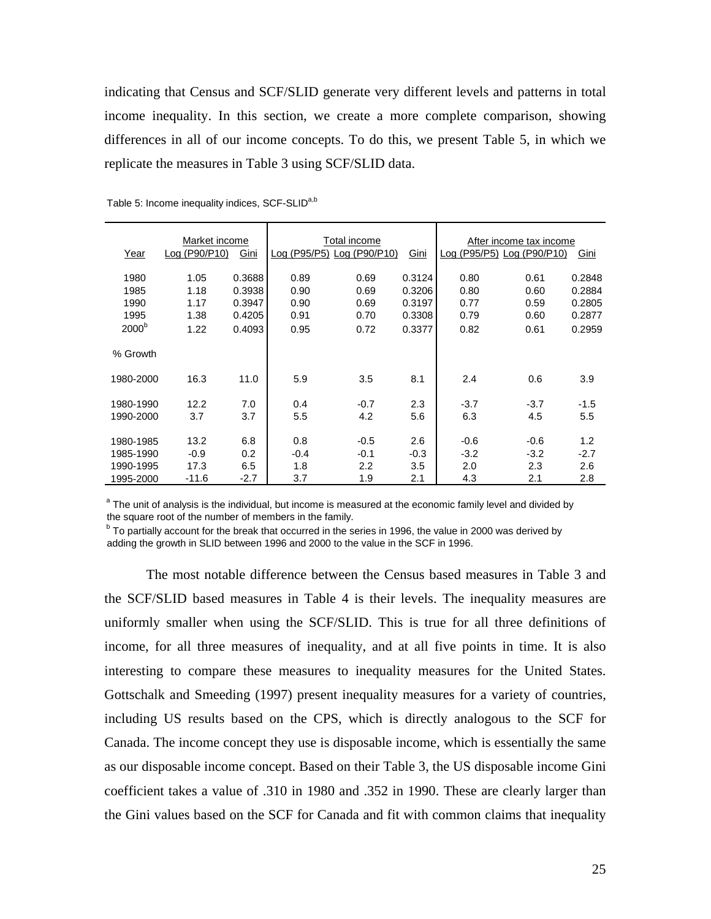indicating that Census and SCF/SLID generate very different levels and patterns in total income inequality. In this section, we create a more complete comparison, showing differences in all of our income concepts. To do this, we present Table 5, in which we replicate the measures in Table 3 using SCF/SLID data.

Table 5: Income inequality indices, SCF-SLID[a,b]

| | Market income | | Total income | | | After income tax income | | |
|---|---|---|---|---|---|---|---|---|
| Year | Log (P90/P10) | Gini | Log (P95/P5) | Log (P90/P10) | Gini | Log (P95/P5) | Log (P90/P10) | Gini |
| 1980 | 1.05 | 0.3688 | 0.89 | 0.69 | 0.3124 | 0.80 | 0.61 | 0.2848 |
| 1985 | 1.18 | 0.3938 | 0.90 | 0.69 | 0.3206 | 0.80 | 0.60 | 0.2884 |
| 1990 | 1.17 | 0.3947 | 0.90 | 0.69 | 0.3197 | 0.77 | 0.59 | 0.2805 |
| 1995 | 1.38 | 0.4205 | 0.91 | 0.70 | 0.3308 | 0.79 | 0.60 | 0.2877 |
| 2000[b] | 1.22 | 0.4093 | 0.95 | 0.72 | 0.3377 | 0.82 | 0.61 | 0.2959 |
| % Growth | | | | | | | | |
| 1980-2000 | 16.3 | 11.0 | 5.9 | 3.5 | 8.1 | 2.4 | 0.6 | 3.9 |
| 1980-1990 | 12.2 | 7.0 | 0.4 | -0.7 | 2.3 | -3.7 | -3.7 | -1.5 |
| 1990-2000 | 3.7 | 3.7 | 5.5 | 4.2 | 5.6 | 6.3 | 4.5 | 5.5 |
| 1980-1985 | 13.2 | 6.8 | 0.8 | -0.5 | 2.6 | -0.6 | -0.6 | 1.2 |
| 1985-1990 | -0.9 | 0.2 | -0.4 | -0.1 | -0.3 | -3.2 | -3.2 | -2.7 |
| 1990-1995 | 17.3 | 6.5 | 1.8 | 2.2 | 3.5 | 2.0 | 2.3 | 2.6 |
| 1995-2000 | -11.6 | -2.7 | 3.7 | 1.9 | 2.1 | 4.3 | 2.1 | 2.8 |

[a] The unit of analysis is the individual, but income is measured at the economic family level and divided by the square root of the number of members in the family.
[b] To partially account for the break that occurred in the series in 1996, the value in 2000 was derived by adding the growth in SLID between 1996 and 2000 to the value in the SCF in 1996.

The most notable difference between the Census based measures in Table 3 and the SCF/SLID based measures in Table 4 is their levels. The inequality measures are uniformly smaller when using the SCF/SLID. This is true for all three definitions of income, for all three measures of inequality, and at all five points in time. It is also interesting to compare these measures to inequality measures for the United States. Gottschalk and Smeeding (1997) present inequality measures for a variety of countries, including US results based on the CPS, which is directly analogous to the SCF for Canada. The income concept they use is disposable income, which is essentially the same as our disposable income concept. Based on their Table 3, the US disposable income Gini coefficient takes a value of .310 in 1980 and .352 in 1990. These are clearly larger than the Gini values based on the SCF for Canada and fit with common claims that inequality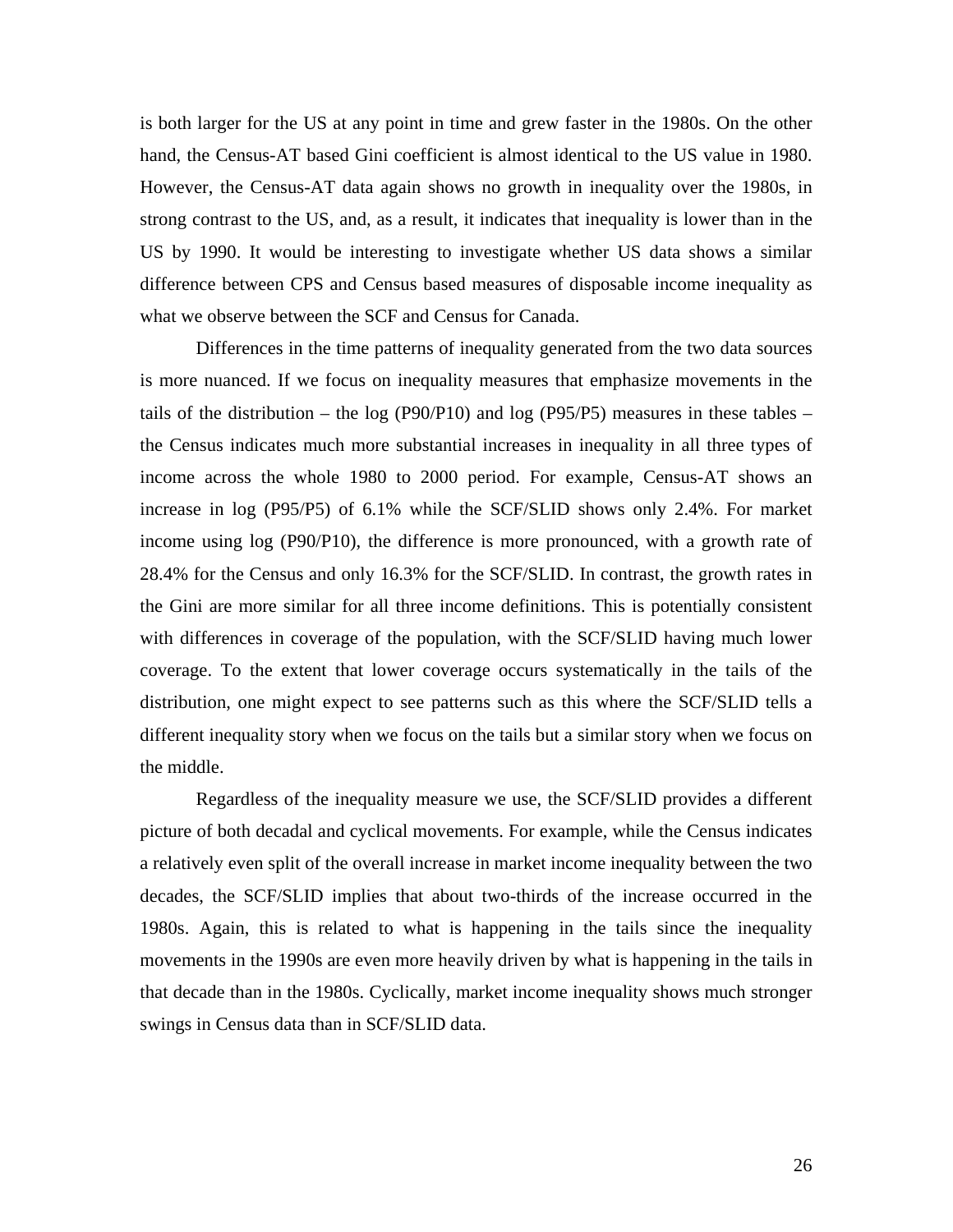is both larger for the US at any point in time and grew faster in the 1980s. On the other hand, the Census-AT based Gini coefficient is almost identical to the US value in 1980. However, the Census-AT data again shows no growth in inequality over the 1980s, in strong contrast to the US, and, as a result, it indicates that inequality is lower than in the US by 1990. It would be interesting to investigate whether US data shows a similar difference between CPS and Census based measures of disposable income inequality as what we observe between the SCF and Census for Canada.

Differences in the time patterns of inequality generated from the two data sources is more nuanced. If we focus on inequality measures that emphasize movements in the tails of the distribution – the log (P90/P10) and log (P95/P5) measures in these tables – the Census indicates much more substantial increases in inequality in all three types of income across the whole 1980 to 2000 period. For example, Census-AT shows an increase in log (P95/P5) of 6.1% while the SCF/SLID shows only 2.4%. For market income using log (P90/P10), the difference is more pronounced, with a growth rate of 28.4% for the Census and only 16.3% for the SCF/SLID. In contrast, the growth rates in the Gini are more similar for all three income definitions. This is potentially consistent with differences in coverage of the population, with the SCF/SLID having much lower coverage. To the extent that lower coverage occurs systematically in the tails of the distribution, one might expect to see patterns such as this where the SCF/SLID tells a different inequality story when we focus on the tails but a similar story when we focus on the middle.

Regardless of the inequality measure we use, the SCF/SLID provides a different picture of both decadal and cyclical movements. For example, while the Census indicates a relatively even split of the overall increase in market income inequality between the two decades, the SCF/SLID implies that about two-thirds of the increase occurred in the 1980s. Again, this is related to what is happening in the tails since the inequality movements in the 1990s are even more heavily driven by what is happening in the tails in that decade than in the 1980s. Cyclically, market income inequality shows much stronger swings in Census data than in SCF/SLID data.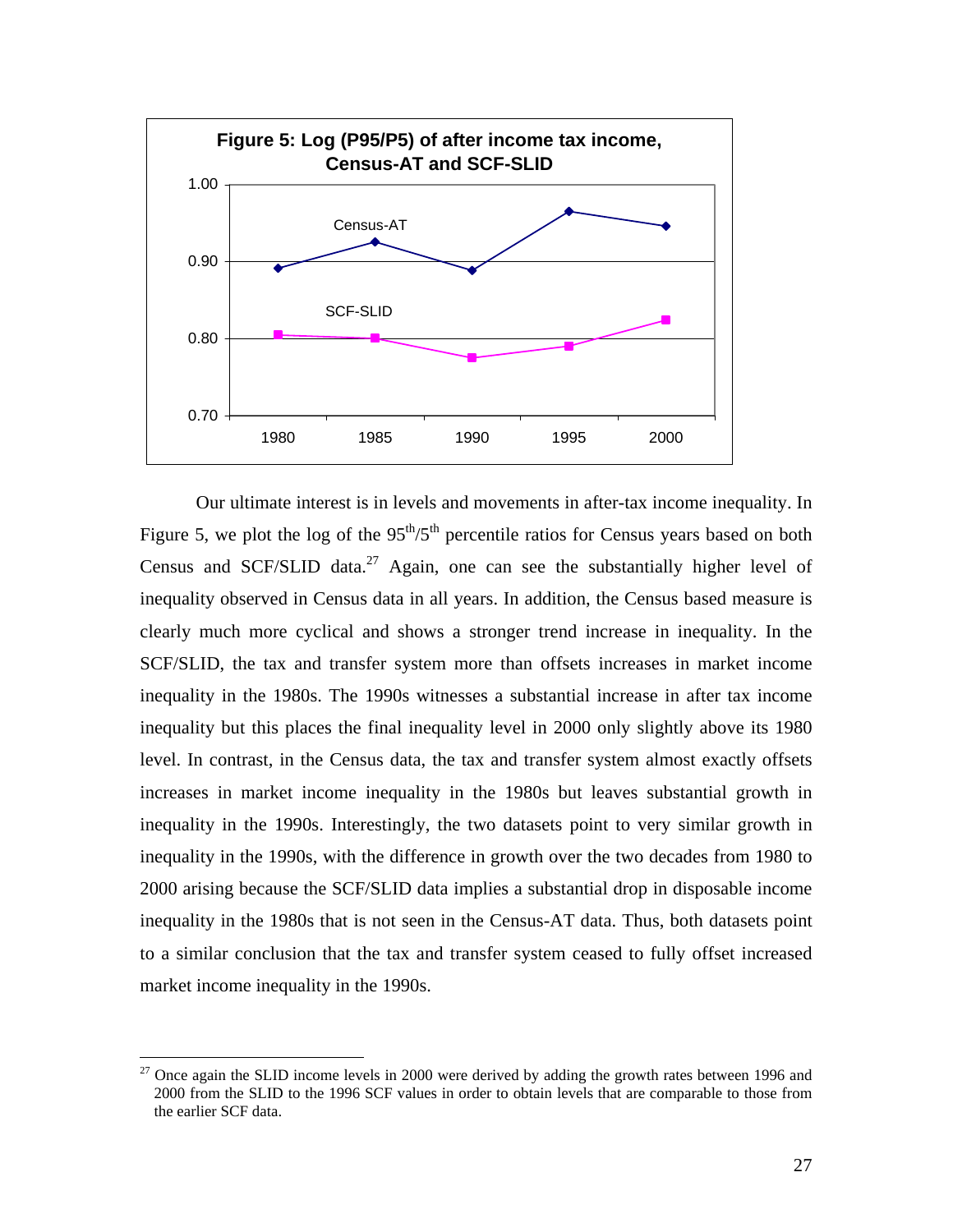**Figure 5: Log (P95/P5) of after income tax income, Census-AT and SCF-SLID**

Our ultimate interest is in levels and movements in after-tax income inequality. In Figure 5, we plot the log of the 95th/5th percentile ratios for Census years based on both Census and SCF/SLID data.[27] Again, one can see the substantially higher level of inequality observed in Census data in all years. In addition, the Census based measure is clearly much more cyclical and shows a stronger trend increase in inequality. In the SCF/SLID, the tax and transfer system more than offsets increases in market income inequality in the 1980s. The 1990s witnesses a substantial increase in after tax income inequality but this places the final inequality level in 2000 only slightly above its 1980 level. In contrast, in the Census data, the tax and transfer system almost exactly offsets increases in market income inequality in the 1980s but leaves substantial growth in inequality in the 1990s. Interestingly, the two datasets point to very similar growth in inequality in the 1990s, with the difference in growth over the two decades from 1980 to 2000 arising because the SCF/SLID data implies a substantial drop in disposable income inequality in the 1980s that is not seen in the Census-AT data. Thus, both datasets point to a similar conclusion that the tax and transfer system ceased to fully offset increased market income inequality in the 1990s.

[27] Once again the SLID income levels in 2000 were derived by adding the growth rates between 1996 and 2000 from the SLID to the 1996 SCF values in order to obtain levels that are comparable to those from the earlier SCF data.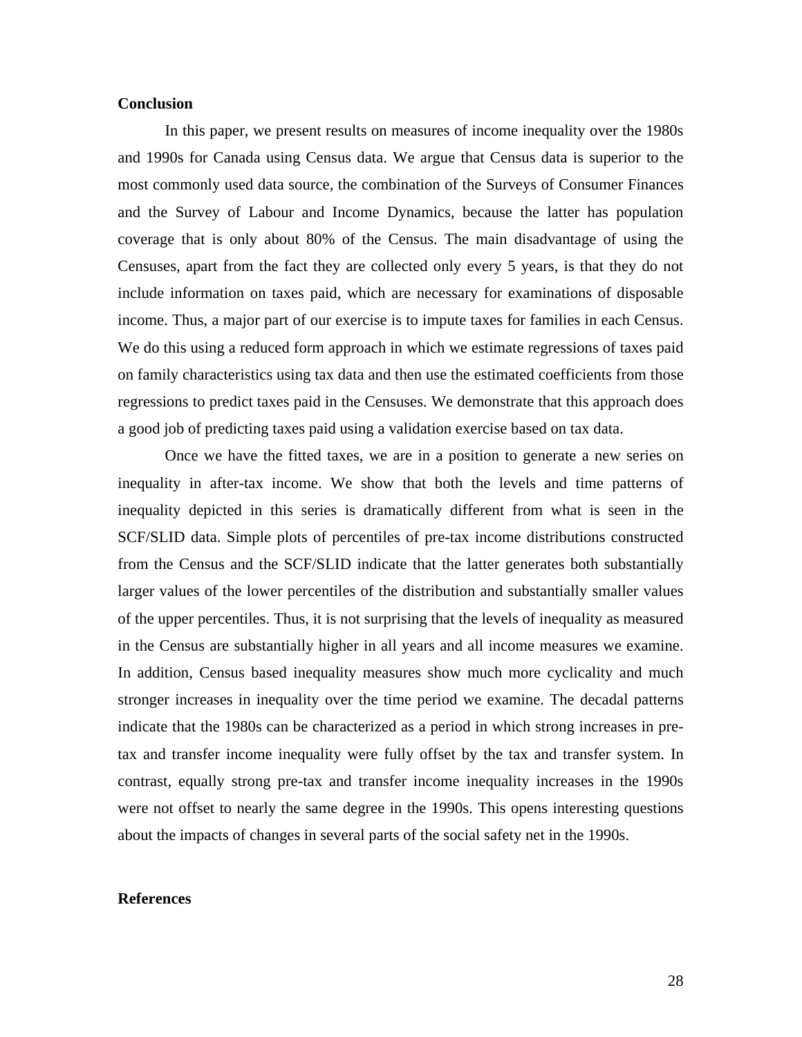## Conclusion

In this paper, we present results on measures of income inequality over the 1980s and 1990s for Canada using Census data. We argue that Census data is superior to the most commonly used data source, the combination of the Surveys of Consumer Finances and the Survey of Labour and Income Dynamics, because the latter has population coverage that is only about 80% of the Census. The main disadvantage of using the Censuses, apart from the fact they are collected only every 5 years, is that they do not include information on taxes paid, which are necessary for examinations of disposable income. Thus, a major part of our exercise is to impute taxes for families in each Census. We do this using a reduced form approach in which we estimate regressions of taxes paid on family characteristics using tax data and then use the estimated coefficients from those regressions to predict taxes paid in the Censuses. We demonstrate that this approach does a good job of predicting taxes paid using a validation exercise based on tax data.

Once we have the fitted taxes, we are in a position to generate a new series on inequality in after-tax income. We show that both the levels and time patterns of inequality depicted in this series is dramatically different from what is seen in the SCF/SLID data. Simple plots of percentiles of pre-tax income distributions constructed from the Census and the SCF/SLID indicate that the latter generates both substantially larger values of the lower percentiles of the distribution and substantially smaller values of the upper percentiles. Thus, it is not surprising that the levels of inequality as measured in the Census are substantially higher in all years and all income measures we examine. In addition, Census based inequality measures show much more cyclicality and much stronger increases in inequality over the time period we examine. The decadal patterns indicate that the 1980s can be characterized as a period in which strong increases in pre-tax and transfer income inequality were fully offset by the tax and transfer system. In contrast, equally strong pre-tax and transfer income inequality increases in the 1990s were not offset to nearly the same degree in the 1990s. This opens interesting questions about the impacts of changes in several parts of the social safety net in the 1990s.

## References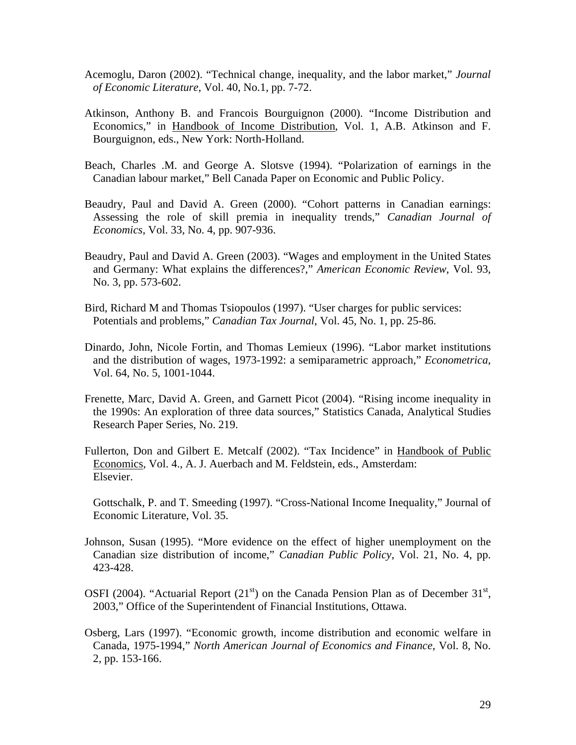Acemoglu, Daron (2002). "Technical change, inequality, and the labor market," *Journal of Economic Literature*, Vol. 40, No.1, pp. 7-72.

Atkinson, Anthony B. and Francois Bourguignon (2000). "Income Distribution and Economics," in Handbook of Income Distribution, Vol. 1, A.B. Atkinson and F. Bourguignon, eds., New York: North-Holland.

Beach, Charles .M. and George A. Slotsve (1994). "Polarization of earnings in the Canadian labour market," Bell Canada Paper on Economic and Public Policy.

Beaudry, Paul and David A. Green (2000). "Cohort patterns in Canadian earnings: Assessing the role of skill premia in inequality trends," *Canadian Journal of Economics*, Vol. 33, No. 4, pp. 907-936.

Beaudry, Paul and David A. Green (2003). "Wages and employment in the United States and Germany: What explains the differences?," *American Economic Review*, Vol. 93, No. 3, pp. 573-602.

Bird, Richard M and Thomas Tsiopoulos (1997). "User charges for public services: Potentials and problems," *Canadian Tax Journal*, Vol. 45, No. 1, pp. 25-86.

Dinardo, John, Nicole Fortin, and Thomas Lemieux (1996). "Labor market institutions and the distribution of wages, 1973-1992: a semiparametric approach," *Econometrica*, Vol. 64, No. 5, 1001-1044.

Frenette, Marc, David A. Green, and Garnett Picot (2004). "Rising income inequality in the 1990s: An exploration of three data sources," Statistics Canada, Analytical Studies Research Paper Series, No. 219.

Fullerton, Don and Gilbert E. Metcalf (2002). "Tax Incidence" in Handbook of Public Economics, Vol. 4., A. J. Auerbach and M. Feldstein, eds., Amsterdam: Elsevier.

Gottschalk, P. and T. Smeeding (1997). "Cross-National Income Inequality," Journal of Economic Literature, Vol. 35.

Johnson, Susan (1995). "More evidence on the effect of higher unemployment on the Canadian size distribution of income," *Canadian Public Policy*, Vol. 21, No. 4, pp. 423-428.

OSFI (2004). "Actuarial Report (21st) on the Canada Pension Plan as of December 31st, 2003," Office of the Superintendent of Financial Institutions, Ottawa.

Osberg, Lars (1997). "Economic growth, income distribution and economic welfare in Canada, 1975-1994," *North American Journal of Economics and Finance*, Vol. 8, No. 2, pp. 153-166.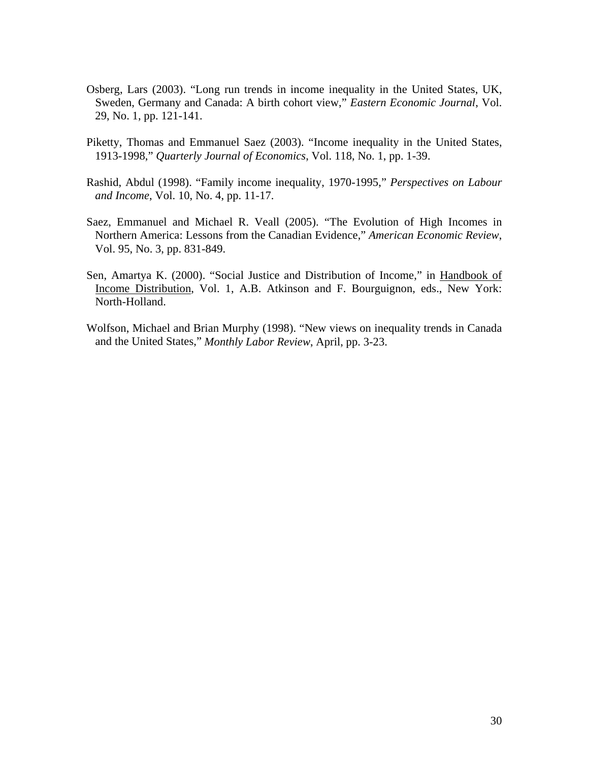Osberg, Lars (2003). "Long run trends in income inequality in the United States, UK, Sweden, Germany and Canada: A birth cohort view," *Eastern Economic Journal*, Vol. 29, No. 1, pp. 121-141.

Piketty, Thomas and Emmanuel Saez (2003). "Income inequality in the United States, 1913-1998," *Quarterly Journal of Economics*, Vol. 118, No. 1, pp. 1-39.

Rashid, Abdul (1998). "Family income inequality, 1970-1995," *Perspectives on Labour and Income*, Vol. 10, No. 4, pp. 11-17.

Saez, Emmanuel and Michael R. Veall (2005). "The Evolution of High Incomes in Northern America: Lessons from the Canadian Evidence," *American Economic Review*, Vol. 95, No. 3, pp. 831-849.

Sen, Amartya K. (2000). "Social Justice and Distribution of Income," in Handbook of Income Distribution, Vol. 1, A.B. Atkinson and F. Bourguignon, eds., New York: North-Holland.

Wolfson, Michael and Brian Murphy (1998). "New views on inequality trends in Canada and the United States," *Monthly Labor Review*, April, pp. 3-23.